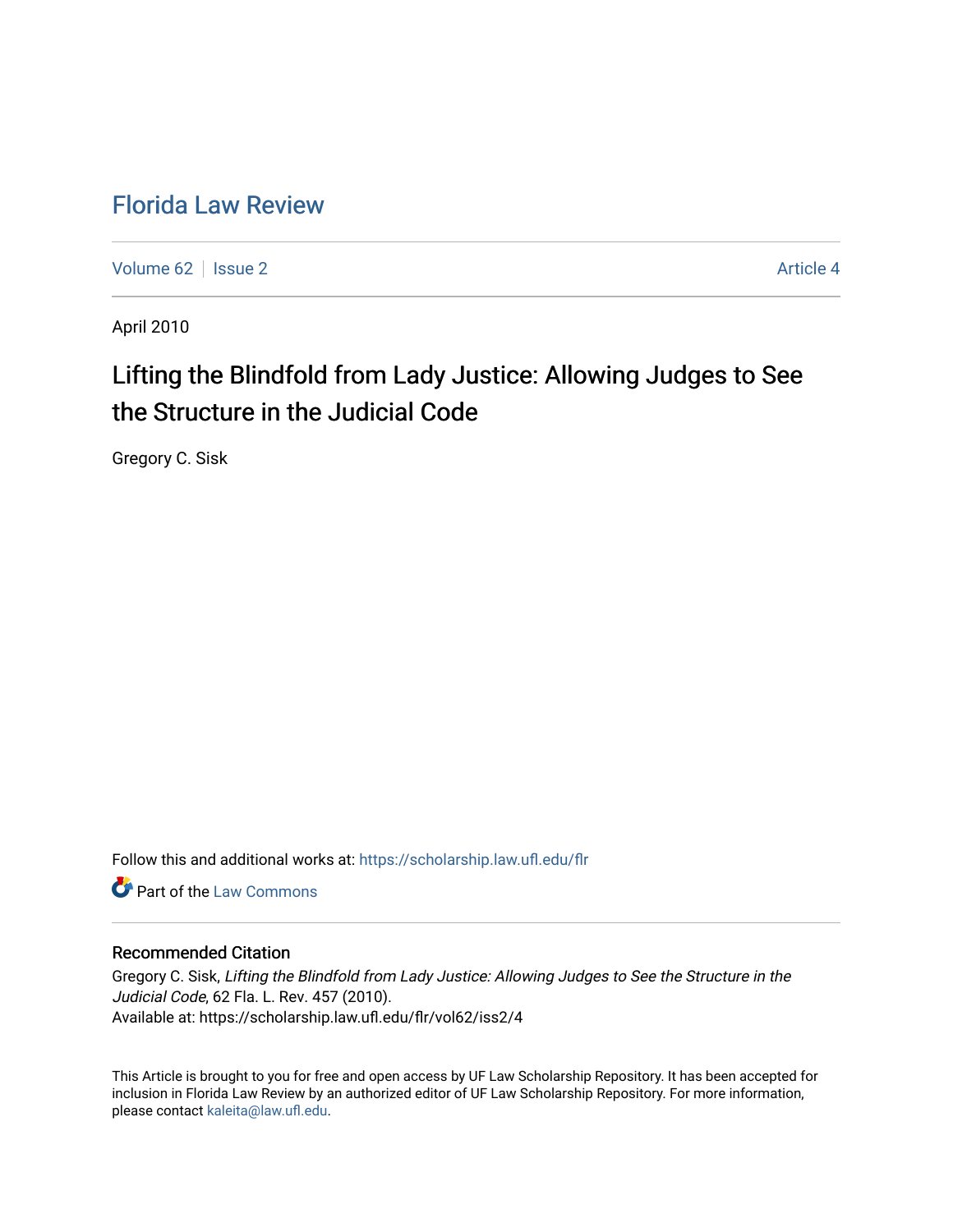# Florida Law Review

Volume 62 | Issue 2 | Article 4

April 2010

## Lifting the Blindfold from Lady Justice: Allowing Judges to See the Structure in the Judicial Code

Gregory C. Sisk

Follow this and additional works at: https://scholarship.law.ufl.edu/flr

Part of the Law Commons

### Recommended Citation

Gregory C. Sisk, *Lifting the Blindfold from Lady Justice: Allowing Judges to See the Structure in the Judicial Code*, 62 Fla. L. Rev. 457 (2010).
Available at: https://scholarship.law.ufl.edu/flr/vol62/iss2/4

This Article is brought to you for free and open access by UF Law Scholarship Repository. It has been accepted for inclusion in Florida Law Review by an authorized editor of UF Law Scholarship Repository. For more information, please contact kaleita@law.ufl.edu.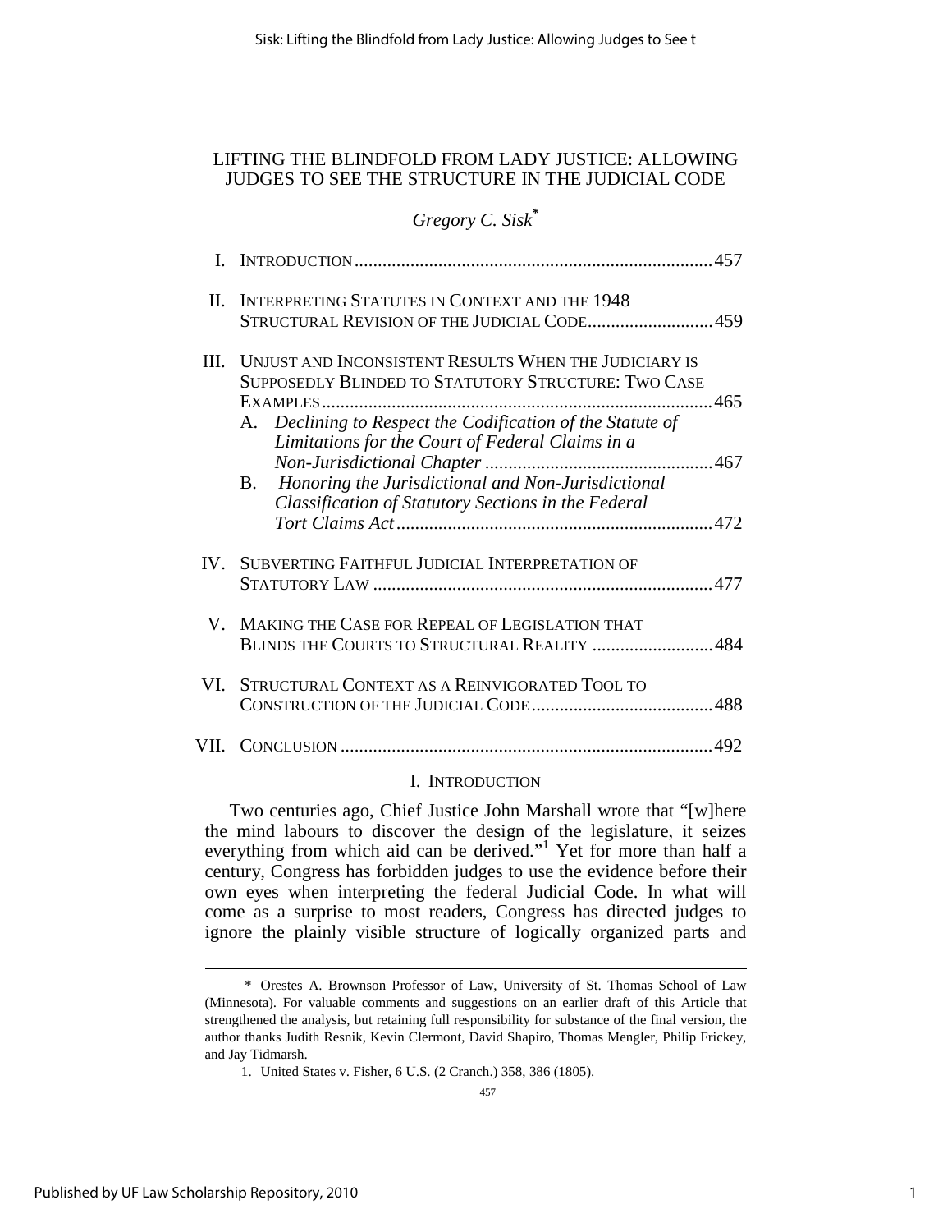# LIFTING THE BLINDFOLD FROM LADY JUSTICE: ALLOWING JUDGES TO SEE THE STRUCTURE IN THE JUDICIAL CODE

*Gregory C. Sisk*[*]

I. INTRODUCTION ... 457

II. INTERPRETING STATUTES IN CONTEXT AND THE 1948 STRUCTURAL REVISION OF THE JUDICIAL CODE ... 459

III. UNJUST AND INCONSISTENT RESULTS WHEN THE JUDICIARY IS SUPPOSEDLY BLINDED TO STATUTORY STRUCTURE: TWO CASE EXAMPLES ... 465
   A. *Declining to Respect the Codification of the Statute of Limitations for the Court of Federal Claims in a Non-Jurisdictional Chapter* ... 467
   B. *Honoring the Jurisdictional and Non-Jurisdictional Classification of Statutory Sections in the Federal Tort Claims Act* ... 472

IV. SUBVERTING FAITHFUL JUDICIAL INTERPRETATION OF STATUTORY LAW ... 477

V. MAKING THE CASE FOR REPEAL OF LEGISLATION THAT BLINDS THE COURTS TO STRUCTURAL REALITY ... 484

VI. STRUCTURAL CONTEXT AS A REINVIGORATED TOOL TO CONSTRUCTION OF THE JUDICIAL CODE ... 488

VII. CONCLUSION ... 492

## I. INTRODUCTION

Two centuries ago, Chief Justice John Marshall wrote that "[w]here the mind labours to discover the design of the legislature, it seizes everything from which aid can be derived."[1] Yet for more than half a century, Congress has forbidden judges to use the evidence before their own eyes when interpreting the federal Judicial Code. In what will come as a surprise to most readers, Congress has directed judges to ignore the plainly visible structure of logically organized parts and

---

\* Orestes A. Brownson Professor of Law, University of St. Thomas School of Law (Minnesota). For valuable comments and suggestions on an earlier draft of this Article that strengthened the analysis, but retaining full responsibility for substance of the final version, the author thanks Judith Resnik, Kevin Clermont, David Shapiro, Thomas Mengler, Philip Frickey, and Jay Tidmarsh.

1. United States v. Fisher, 6 U.S. (2 Cranch.) 358, 386 (1805).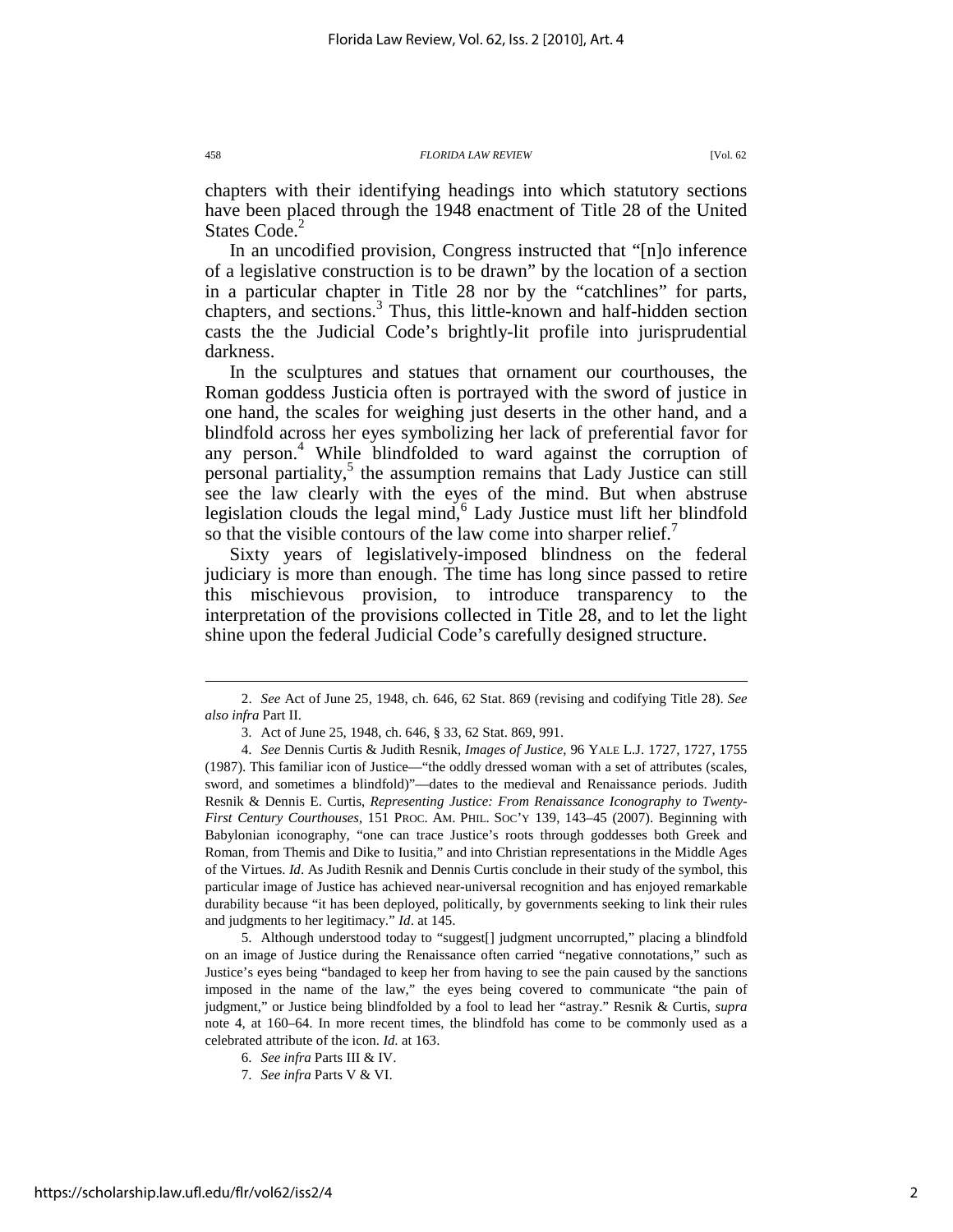chapters with their identifying headings into which statutory sections have been placed through the 1948 enactment of Title 28 of the United States Code.[2]

In an uncodified provision, Congress instructed that "[n]o inference of a legislative construction is to be drawn" by the location of a section in a particular chapter in Title 28 nor by the "catchlines" for parts, chapters, and sections.[3] Thus, this little-known and half-hidden section casts the the Judicial Code's brightly-lit profile into jurisprudential darkness.

In the sculptures and statues that ornament our courthouses, the Roman goddess Justicia often is portrayed with the sword of justice in one hand, the scales for weighing just deserts in the other hand, and a blindfold across her eyes symbolizing her lack of preferential favor for any person.[4] While blindfolded to ward against the corruption of personal partiality,[5] the assumption remains that Lady Justice can still see the law clearly with the eyes of the mind. But when abstruse legislation clouds the legal mind,[6] Lady Justice must lift her blindfold so that the visible contours of the law come into sharper relief.[7]

Sixty years of legislatively-imposed blindness on the federal judiciary is more than enough. The time has long since passed to retire this mischievous provision, to introduce transparency to the interpretation of the provisions collected in Title 28, and to let the light shine upon the federal Judicial Code's carefully designed structure.

---

2. *See* Act of June 25, 1948, ch. 646, 62 Stat. 869 (revising and codifying Title 28). *See also infra* Part II.

3. Act of June 25, 1948, ch. 646, § 33, 62 Stat. 869, 991.

4. *See* Dennis Curtis & Judith Resnik, *Images of Justice*, 96 YALE L.J. 1727, 1727, 1755 (1987). This familiar icon of Justice—"the oddly dressed woman with a set of attributes (scales, sword, and sometimes a blindfold)"—dates to the medieval and Renaissance periods. Judith Resnik & Dennis E. Curtis, *Representing Justice: From Renaissance Iconography to Twenty-First Century Courthouses*, 151 PROC. AM. PHIL. SOC'Y 139, 143–45 (2007). Beginning with Babylonian iconography, "one can trace Justice's roots through goddesses both Greek and Roman, from Themis and Dike to Iusitia," and into Christian representations in the Middle Ages of the Virtues. *Id*. As Judith Resnik and Dennis Curtis conclude in their study of the symbol, this particular image of Justice has achieved near-universal recognition and has enjoyed remarkable durability because "it has been deployed, politically, by governments seeking to link their rules and judgments to her legitimacy." *Id*. at 145.

5. Although understood today to "suggest[] judgment uncorrupted," placing a blindfold on an image of Justice during the Renaissance often carried "negative connotations," such as Justice's eyes being "bandaged to keep her from having to see the pain caused by the sanctions imposed in the name of the law," the eyes being covered to communicate "the pain of judgment," or Justice being blindfolded by a fool to lead her "astray." Resnik & Curtis, *supra* note 4, at 160–64. In more recent times, the blindfold has come to be commonly used as a celebrated attribute of the icon. *Id.* at 163.

6. *See infra* Parts III & IV.

7. *See infra* Parts V & VI.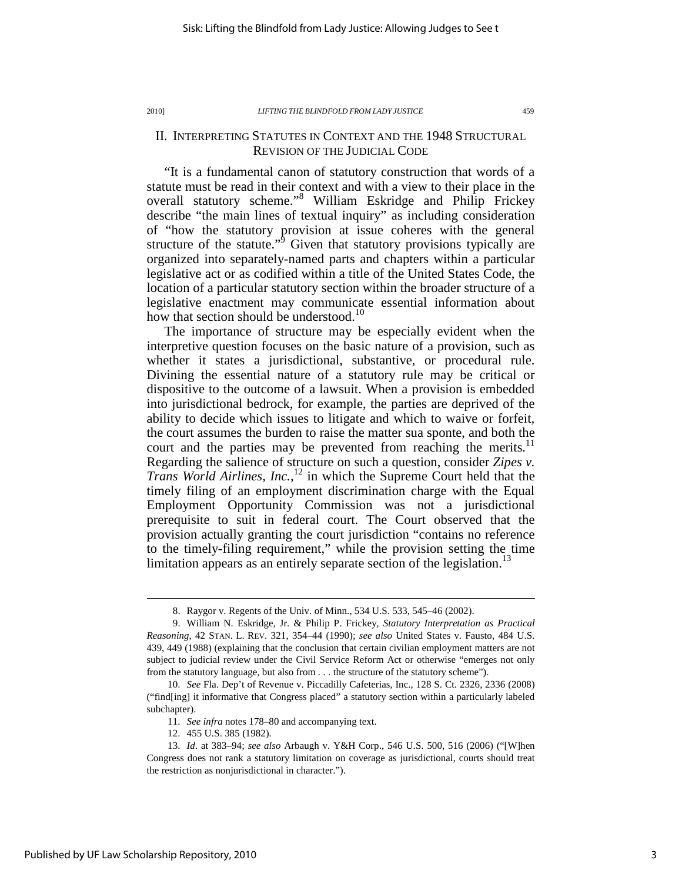## II. Interpreting Statutes in Context and the 1948 Structural Revision of the Judicial Code

"It is a fundamental canon of statutory construction that words of a statute must be read in their context and with a view to their place in the overall statutory scheme."[8] William Eskridge and Philip Frickey describe "the main lines of textual inquiry" as including consideration of "how the statutory provision at issue coheres with the general structure of the statute."[9] Given that statutory provisions typically are organized into separately-named parts and chapters within a particular legislative act or as codified within a title of the United States Code, the location of a particular statutory section within the broader structure of a legislative enactment may communicate essential information about how that section should be understood.[10]

The importance of structure may be especially evident when the interpretive question focuses on the basic nature of a provision, such as whether it states a jurisdictional, substantive, or procedural rule. Divining the essential nature of a statutory rule may be critical or dispositive to the outcome of a lawsuit. When a provision is embedded into jurisdictional bedrock, for example, the parties are deprived of the ability to decide which issues to litigate and which to waive or forfeit, the court assumes the burden to raise the matter sua sponte, and both the court and the parties may be prevented from reaching the merits.[11] Regarding the salience of structure on such a question, consider *Zipes v. Trans World Airlines, Inc.*,[12] in which the Supreme Court held that the timely filing of an employment discrimination charge with the Equal Employment Opportunity Commission was not a jurisdictional prerequisite to suit in federal court. The Court observed that the provision actually granting the court jurisdiction "contains no reference to the timely-filing requirement," while the provision setting the time limitation appears as an entirely separate section of the legislation.[13]

---

8. Raygor v. Regents of the Univ. of Minn., 534 U.S. 533, 545–46 (2002).

9. William N. Eskridge, Jr. & Philip P. Frickey, *Statutory Interpretation as Practical Reasoning*, 42 STAN. L. REV. 321, 354–44 (1990); *see also* United States v. Fausto, 484 U.S. 439, 449 (1988) (explaining that the conclusion that certain civilian employment matters are not subject to judicial review under the Civil Service Reform Act or otherwise "emerges not only from the statutory language, but also from . . . the structure of the statutory scheme").

10. *See* Fla. Dep't of Revenue v. Piccadilly Cafeterias, Inc., 128 S. Ct. 2326, 2336 (2008) ("find[ing] it informative that Congress placed" a statutory section within a particularly labeled subchapter).

11. *See infra* notes 178–80 and accompanying text.

12. 455 U.S. 385 (1982).

13. *Id*. at 383–94; *see also* Arbaugh v. Y&H Corp., 546 U.S. 500, 516 (2006) ("[W]hen Congress does not rank a statutory limitation on coverage as jurisdictional, courts should treat the restriction as nonjurisdictional in character.").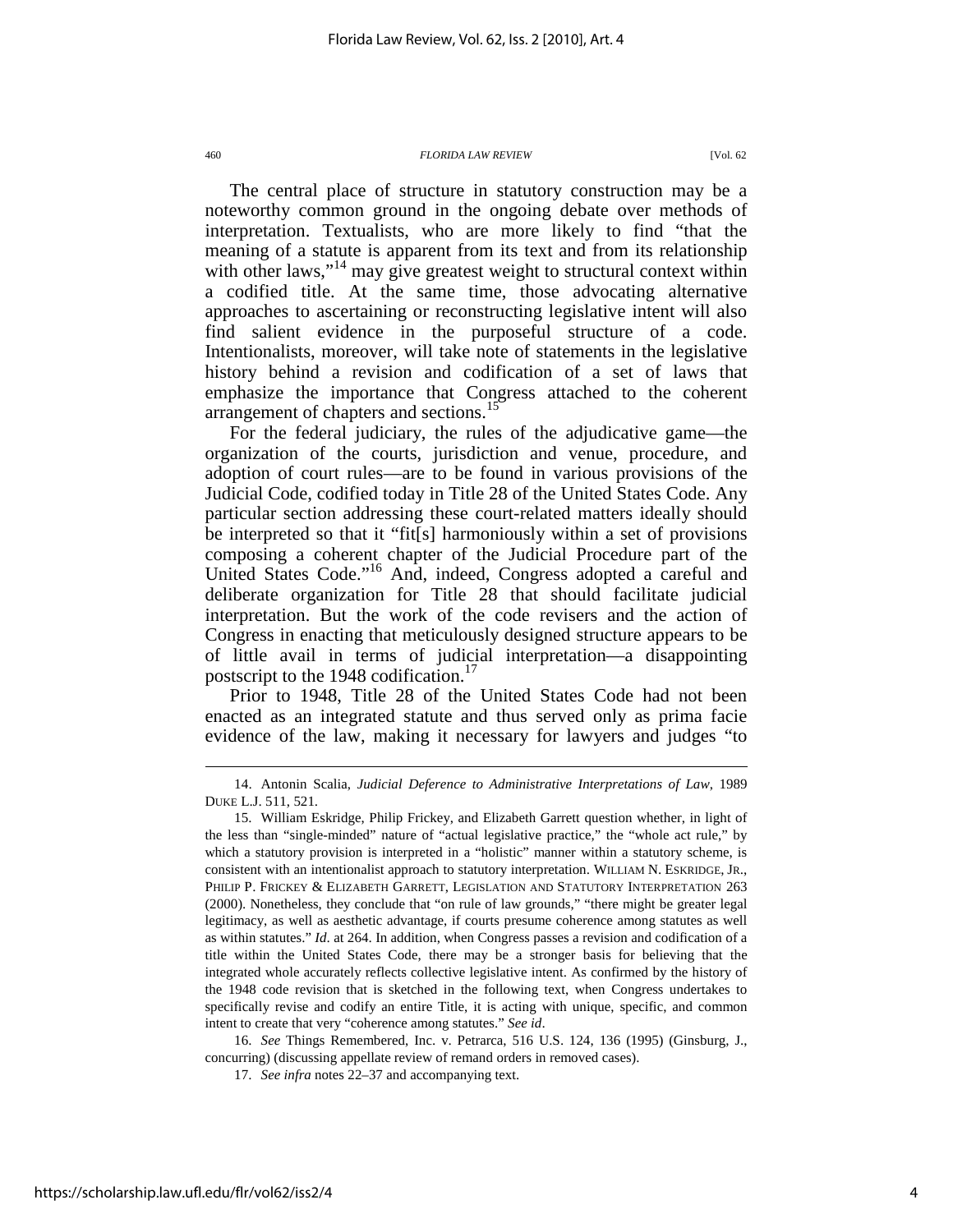The central place of structure in statutory construction may be a noteworthy common ground in the ongoing debate over methods of interpretation. Textualists, who are more likely to find "that the meaning of a statute is apparent from its text and from its relationship with other laws,"[14] may give greatest weight to structural context within a codified title. At the same time, those advocating alternative approaches to ascertaining or reconstructing legislative intent will also find salient evidence in the purposeful structure of a code. Intentionalists, moreover, will take note of statements in the legislative history behind a revision and codification of a set of laws that emphasize the importance that Congress attached to the coherent arrangement of chapters and sections.[15]

For the federal judiciary, the rules of the adjudicative game—the organization of the courts, jurisdiction and venue, procedure, and adoption of court rules—are to be found in various provisions of the Judicial Code, codified today in Title 28 of the United States Code. Any particular section addressing these court-related matters ideally should be interpreted so that it "fit[s] harmoniously within a set of provisions composing a coherent chapter of the Judicial Procedure part of the United States Code."[16] And, indeed, Congress adopted a careful and deliberate organization for Title 28 that should facilitate judicial interpretation. But the work of the code revisers and the action of Congress in enacting that meticulously designed structure appears to be of little avail in terms of judicial interpretation—a disappointing postscript to the 1948 codification.[17]

Prior to 1948, Title 28 of the United States Code had not been enacted as an integrated statute and thus served only as prima facie evidence of the law, making it necessary for lawyers and judges "to

---

14. Antonin Scalia, *Judicial Deference to Administrative Interpretations of Law*, 1989 DUKE L.J. 511, 521.

15. William Eskridge, Philip Frickey, and Elizabeth Garrett question whether, in light of the less than "single-minded" nature of "actual legislative practice," the "whole act rule," by which a statutory provision is interpreted in a "holistic" manner within a statutory scheme, is consistent with an intentionalist approach to statutory interpretation. WILLIAM N. ESKRIDGE, JR., PHILIP P. FRICKEY & ELIZABETH GARRETT, LEGISLATION AND STATUTORY INTERPRETATION 263 (2000). Nonetheless, they conclude that "on rule of law grounds," "there might be greater legal legitimacy, as well as aesthetic advantage, if courts presume coherence among statutes as well as within statutes." *Id*. at 264. In addition, when Congress passes a revision and codification of a title within the United States Code, there may be a stronger basis for believing that the integrated whole accurately reflects collective legislative intent. As confirmed by the history of the 1948 code revision that is sketched in the following text, when Congress undertakes to specifically revise and codify an entire Title, it is acting with unique, specific, and common intent to create that very "coherence among statutes." *See id*.

16. *See* Things Remembered, Inc. v. Petrarca, 516 U.S. 124, 136 (1995) (Ginsburg, J., concurring) (discussing appellate review of remand orders in removed cases).

17. *See infra* notes 22–37 and accompanying text.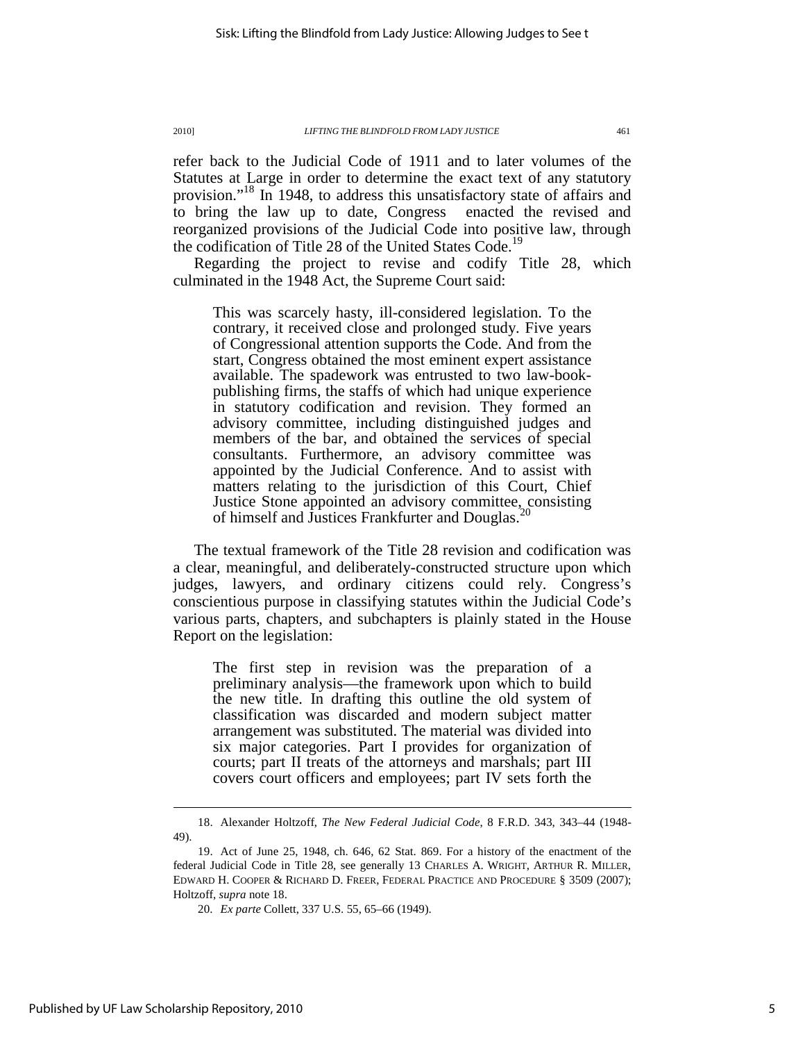refer back to the Judicial Code of 1911 and to later volumes of the Statutes at Large in order to determine the exact text of any statutory provision."[18] In 1948, to address this unsatisfactory state of affairs and to bring the law up to date, Congress enacted the revised and reorganized provisions of the Judicial Code into positive law, through the codification of Title 28 of the United States Code.[19]

Regarding the project to revise and codify Title 28, which culminated in the 1948 Act, the Supreme Court said:

> This was scarcely hasty, ill-considered legislation. To the contrary, it received close and prolonged study. Five years of Congressional attention supports the Code. And from the start, Congress obtained the most eminent expert assistance available. The spadework was entrusted to two law-book-publishing firms, the staffs of which had unique experience in statutory codification and revision. They formed an advisory committee, including distinguished judges and members of the bar, and obtained the services of special consultants. Furthermore, an advisory committee was appointed by the Judicial Conference. And to assist with matters relating to the jurisdiction of this Court, Chief Justice Stone appointed an advisory committee, consisting of himself and Justices Frankfurter and Douglas.[20]

The textual framework of the Title 28 revision and codification was a clear, meaningful, and deliberately-constructed structure upon which judges, lawyers, and ordinary citizens could rely. Congress's conscientious purpose in classifying statutes within the Judicial Code's various parts, chapters, and subchapters is plainly stated in the House Report on the legislation:

> The first step in revision was the preparation of a preliminary analysis—the framework upon which to build the new title. In drafting this outline the old system of classification was discarded and modern subject matter arrangement was substituted. The material was divided into six major categories. Part I provides for organization of courts; part II treats of the attorneys and marshals; part III covers court officers and employees; part IV sets forth the

---

18. Alexander Holtzoff, *The New Federal Judicial Code*, 8 F.R.D. 343, 343–44 (1948-49).

19. Act of June 25, 1948, ch. 646, 62 Stat. 869. For a history of the enactment of the federal Judicial Code in Title 28, see generally 13 CHARLES A. WRIGHT, ARTHUR R. MILLER, EDWARD H. COOPER & RICHARD D. FREER, FEDERAL PRACTICE AND PROCEDURE § 3509 (2007); Holtzoff, *supra* note 18.

20. *Ex parte* Collett, 337 U.S. 55, 65–66 (1949).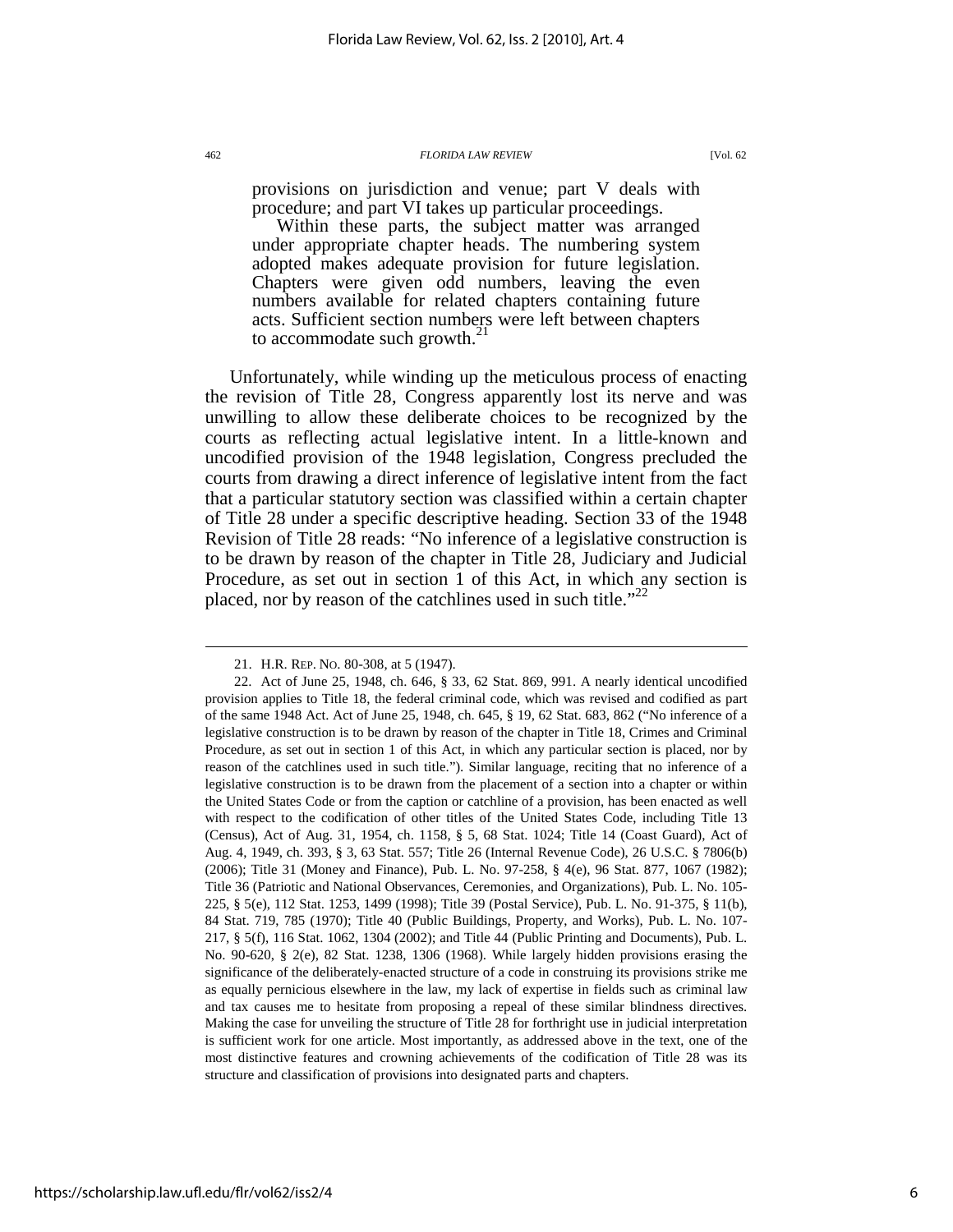> provisions on jurisdiction and venue; part V deals with procedure; and part VI takes up particular proceedings.
>
> Within these parts, the subject matter was arranged under appropriate chapter heads. The numbering system adopted makes adequate provision for future legislation. Chapters were given odd numbers, leaving the even numbers available for related chapters containing future acts. Sufficient section numbers were left between chapters to accommodate such growth.[21]

Unfortunately, while winding up the meticulous process of enacting the revision of Title 28, Congress apparently lost its nerve and was unwilling to allow these deliberate choices to be recognized by the courts as reflecting actual legislative intent. In a little-known and uncodified provision of the 1948 legislation, Congress precluded the courts from drawing a direct inference of legislative intent from the fact that a particular statutory section was classified within a certain chapter of Title 28 under a specific descriptive heading. Section 33 of the 1948 Revision of Title 28 reads: "No inference of a legislative construction is to be drawn by reason of the chapter in Title 28, Judiciary and Judicial Procedure, as set out in section 1 of this Act, in which any section is placed, nor by reason of the catchlines used in such title."[22]

---

21. H.R. REP. NO. 80-308, at 5 (1947).

22. Act of June 25, 1948, ch. 646, § 33, 62 Stat. 869, 991. A nearly identical uncodified provision applies to Title 18, the federal criminal code, which was revised and codified as part of the same 1948 Act. Act of June 25, 1948, ch. 645, § 19, 62 Stat. 683, 862 ("No inference of a legislative construction is to be drawn by reason of the chapter in Title 18, Crimes and Criminal Procedure, as set out in section 1 of this Act, in which any particular section is placed, nor by reason of the catchlines used in such title."). Similar language, reciting that no inference of a legislative construction is to be drawn from the placement of a section into a chapter or within the United States Code or from the caption or catchline of a provision, has been enacted as well with respect to the codification of other titles of the United States Code, including Title 13 (Census), Act of Aug. 31, 1954, ch. 1158, § 5, 68 Stat. 1024; Title 14 (Coast Guard), Act of Aug. 4, 1949, ch. 393, § 3, 63 Stat. 557; Title 26 (Internal Revenue Code), 26 U.S.C. § 7806(b) (2006); Title 31 (Money and Finance), Pub. L. No. 97-258, § 4(e), 96 Stat. 877, 1067 (1982); Title 36 (Patriotic and National Observances, Ceremonies, and Organizations), Pub. L. No. 105-225, § 5(e), 112 Stat. 1253, 1499 (1998); Title 39 (Postal Service), Pub. L. No. 91-375, § 11(b), 84 Stat. 719, 785 (1970); Title 40 (Public Buildings, Property, and Works), Pub. L. No. 107-217, § 5(f), 116 Stat. 1062, 1304 (2002); and Title 44 (Public Printing and Documents), Pub. L. No. 90-620, § 2(e), 82 Stat. 1238, 1306 (1968). While largely hidden provisions erasing the significance of the deliberately-enacted structure of a code in construing its provisions strike me as equally pernicious elsewhere in the law, my lack of expertise in fields such as criminal law and tax causes me to hesitate from proposing a repeal of these similar blindness directives. Making the case for unveiling the structure of Title 28 for forthright use in judicial interpretation is sufficient work for one article. Most importantly, as addressed above in the text, one of the most distinctive features and crowning achievements of the codification of Title 28 was its structure and classification of provisions into designated parts and chapters.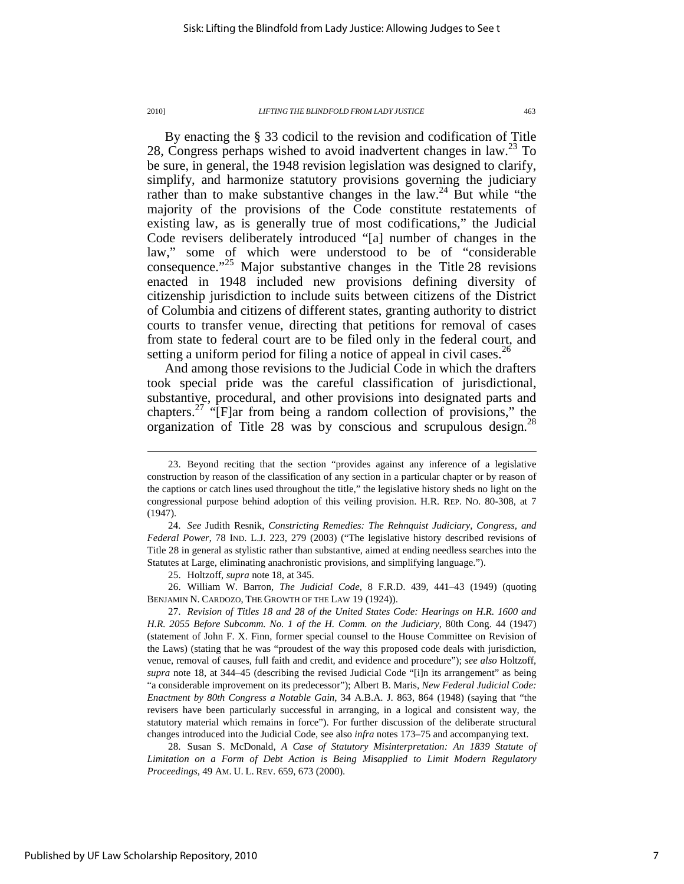By enacting the § 33 codicil to the revision and codification of Title 28, Congress perhaps wished to avoid inadvertent changes in law.[23] To be sure, in general, the 1948 revision legislation was designed to clarify, simplify, and harmonize statutory provisions governing the judiciary rather than to make substantive changes in the law.[24] But while "the majority of the provisions of the Code constitute restatements of existing law, as is generally true of most codifications," the Judicial Code revisers deliberately introduced "[a] number of changes in the law," some of which were understood to be of "considerable consequence."[25] Major substantive changes in the Title 28 revisions enacted in 1948 included new provisions defining diversity of citizenship jurisdiction to include suits between citizens of the District of Columbia and citizens of different states, granting authority to district courts to transfer venue, directing that petitions for removal of cases from state to federal court are to be filed only in the federal court, and setting a uniform period for filing a notice of appeal in civil cases.[26]

And among those revisions to the Judicial Code in which the drafters took special pride was the careful classification of jurisdictional, substantive, procedural, and other provisions into designated parts and chapters.[27] "[F]ar from being a random collection of provisions," the organization of Title 28 was by conscious and scrupulous design.[28]

23. Beyond reciting that the section "provides against any inference of a legislative construction by reason of the classification of any section in a particular chapter or by reason of the captions or catch lines used throughout the title," the legislative history sheds no light on the congressional purpose behind adoption of this veiling provision. H.R. REP. NO. 80-308, at 7 (1947).

24. *See* Judith Resnik, *Constricting Remedies: The Rehnquist Judiciary, Congress, and Federal Power*, 78 IND. L.J. 223, 279 (2003) ("The legislative history described revisions of Title 28 in general as stylistic rather than substantive, aimed at ending needless searches into the Statutes at Large, eliminating anachronistic provisions, and simplifying language.").

25. Holtzoff, *supra* note 18, at 345.

26. William W. Barron, *The Judicial Code*, 8 F.R.D. 439, 441–43 (1949) (quoting BENJAMIN N. CARDOZO, THE GROWTH OF THE LAW 19 (1924)).

27. *Revision of Titles 18 and 28 of the United States Code: Hearings on H.R. 1600 and H.R. 2055 Before Subcomm. No. 1 of the H. Comm. on the Judiciary*, 80th Cong. 44 (1947) (statement of John F. X. Finn, former special counsel to the House Committee on Revision of the Laws) (stating that he was "proudest of the way this proposed code deals with jurisdiction, venue, removal of causes, full faith and credit, and evidence and procedure"); *see also* Holtzoff, *supra* note 18, at 344–45 (describing the revised Judicial Code "[i]n its arrangement" as being "a considerable improvement on its predecessor"); Albert B. Maris, *New Federal Judicial Code: Enactment by 80th Congress a Notable Gain*, 34 A.B.A. J. 863, 864 (1948) (saying that "the revisers have been particularly successful in arranging, in a logical and consistent way, the statutory material which remains in force"). For further discussion of the deliberate structural changes introduced into the Judicial Code, see also *infra* notes 173–75 and accompanying text.

28. Susan S. McDonald, *A Case of Statutory Misinterpretation: An 1839 Statute of Limitation on a Form of Debt Action is Being Misapplied to Limit Modern Regulatory Proceedings*, 49 AM. U. L. REV. 659, 673 (2000).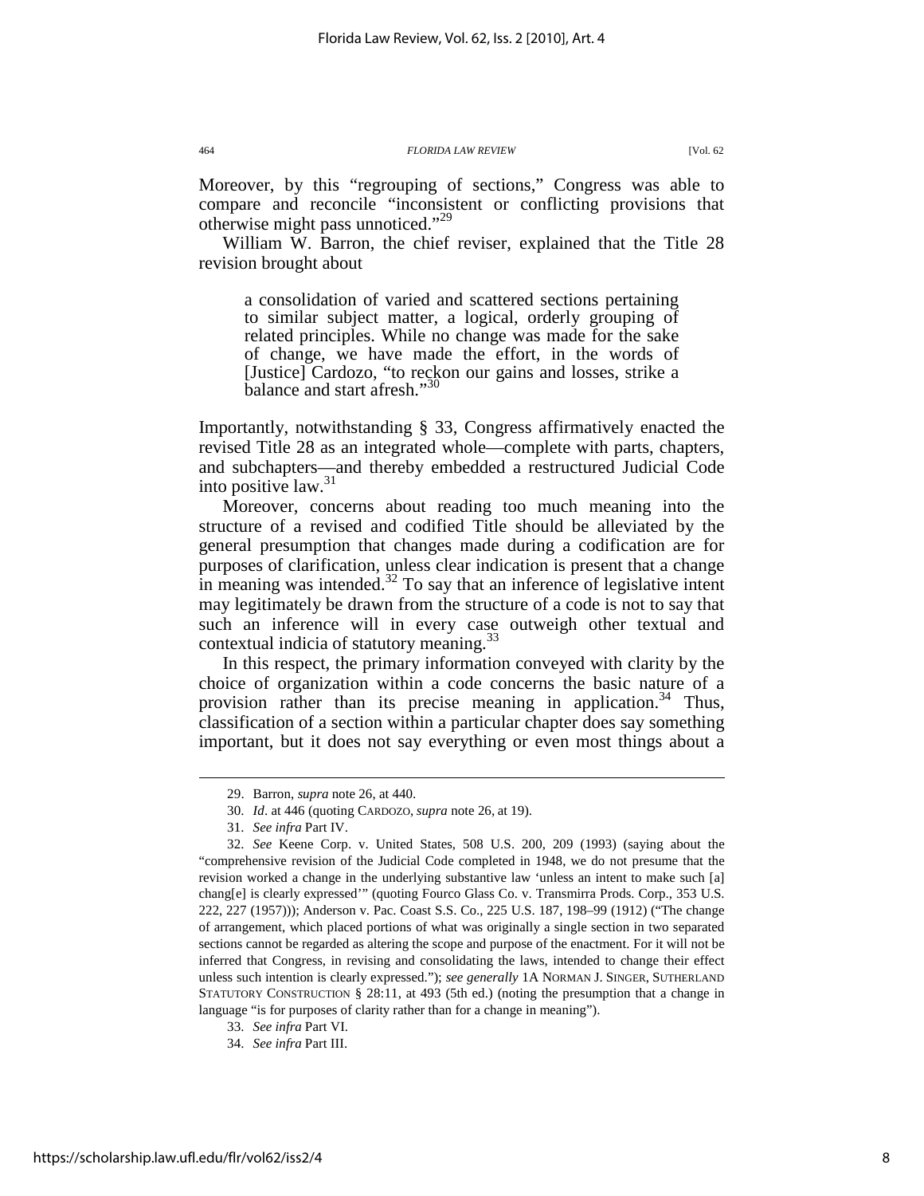Moreover, by this "regrouping of sections," Congress was able to compare and reconcile "inconsistent or conflicting provisions that otherwise might pass unnoticed."[29]

William W. Barron, the chief reviser, explained that the Title 28 revision brought about

> a consolidation of varied and scattered sections pertaining to similar subject matter, a logical, orderly grouping of related principles. While no change was made for the sake of change, we have made the effort, in the words of [Justice] Cardozo, "to reckon our gains and losses, strike a balance and start afresh."[30]

Importantly, notwithstanding § 33, Congress affirmatively enacted the revised Title 28 as an integrated whole—complete with parts, chapters, and subchapters—and thereby embedded a restructured Judicial Code into positive law.[31]

Moreover, concerns about reading too much meaning into the structure of a revised and codified Title should be alleviated by the general presumption that changes made during a codification are for purposes of clarification, unless clear indication is present that a change in meaning was intended.[32] To say that an inference of legislative intent may legitimately be drawn from the structure of a code is not to say that such an inference will in every case outweigh other textual and contextual indicia of statutory meaning.[33]

In this respect, the primary information conveyed with clarity by the choice of organization within a code concerns the basic nature of a provision rather than its precise meaning in application.[34] Thus, classification of a section within a particular chapter does say something important, but it does not say everything or even most things about a

---

29. Barron, *supra* note 26, at 440.

30. *Id*. at 446 (quoting CARDOZO, *supra* note 26, at 19).

31. *See infra* Part IV.

32. *See* Keene Corp. v. United States, 508 U.S. 200, 209 (1993) (saying about the "comprehensive revision of the Judicial Code completed in 1948, we do not presume that the revision worked a change in the underlying substantive law 'unless an intent to make such [a] chang[e] is clearly expressed'" (quoting Fourco Glass Co. v. Transmirra Prods. Corp., 353 U.S. 222, 227 (1957))); Anderson v. Pac. Coast S.S. Co., 225 U.S. 187, 198–99 (1912) ("The change of arrangement, which placed portions of what was originally a single section in two separated sections cannot be regarded as altering the scope and purpose of the enactment. For it will not be inferred that Congress, in revising and consolidating the laws, intended to change their effect unless such intention is clearly expressed."); *see generally* 1A NORMAN J. SINGER, SUTHERLAND STATUTORY CONSTRUCTION § 28:11, at 493 (5th ed.) (noting the presumption that a change in language "is for purposes of clarity rather than for a change in meaning").

33. *See infra* Part VI.

34. *See infra* Part III.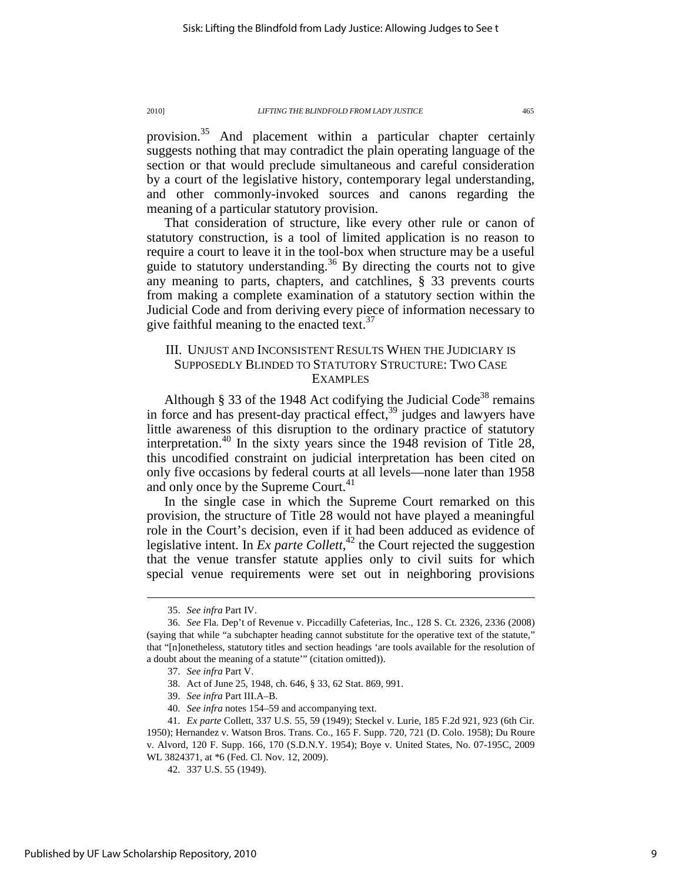provision.[35] And placement within a particular chapter certainly suggests nothing that may contradict the plain operating language of the section or that would preclude simultaneous and careful consideration by a court of the legislative history, contemporary legal understanding, and other commonly-invoked sources and canons regarding the meaning of a particular statutory provision.

That consideration of structure, like every other rule or canon of statutory construction, is a tool of limited application is no reason to require a court to leave it in the tool-box when structure may be a useful guide to statutory understanding.[36] By directing the courts not to give any meaning to parts, chapters, and catchlines, § 33 prevents courts from making a complete examination of a statutory section within the Judicial Code and from deriving every piece of information necessary to give faithful meaning to the enacted text.[37]

## III. Unjust and Inconsistent Results When the Judiciary is Supposedly Blinded to Statutory Structure: Two Case Examples

Although § 33 of the 1948 Act codifying the Judicial Code[38] remains in force and has present-day practical effect,[39] judges and lawyers have little awareness of this disruption to the ordinary practice of statutory interpretation.[40] In the sixty years since the 1948 revision of Title 28, this uncodified constraint on judicial interpretation has been cited on only five occasions by federal courts at all levels—none later than 1958 and only once by the Supreme Court.[41]

In the single case in which the Supreme Court remarked on this provision, the structure of Title 28 would not have played a meaningful role in the Court's decision, even if it had been adduced as evidence of legislative intent. In *Ex parte Collett*,[42] the Court rejected the suggestion that the venue transfer statute applies only to civil suits for which special venue requirements were set out in neighboring provisions

---

35. *See infra* Part IV.

36. *See* Fla. Dep't of Revenue v. Piccadilly Cafeterias, Inc., 128 S. Ct. 2326, 2336 (2008) (saying that while "a subchapter heading cannot substitute for the operative text of the statute," that "[n]onetheless, statutory titles and section headings 'are tools available for the resolution of a doubt about the meaning of a statute'" (citation omitted)).

37. *See infra* Part V.

38. Act of June 25, 1948, ch. 646, § 33, 62 Stat. 869, 991.

39. *See infra* Part III.A–B.

40. *See infra* notes 154–59 and accompanying text.

41. *Ex parte* Collett, 337 U.S. 55, 59 (1949); Steckel v. Lurie, 185 F.2d 921, 923 (6th Cir. 1950); Hernandez v. Watson Bros. Trans. Co., 165 F. Supp. 720, 721 (D. Colo. 1958); Du Roure v. Alvord, 120 F. Supp. 166, 170 (S.D.N.Y. 1954); Boye v. United States, No. 07-195C, 2009 WL 3824371, at *6 (Fed. Cl. Nov. 12, 2009).

42. 337 U.S. 55 (1949).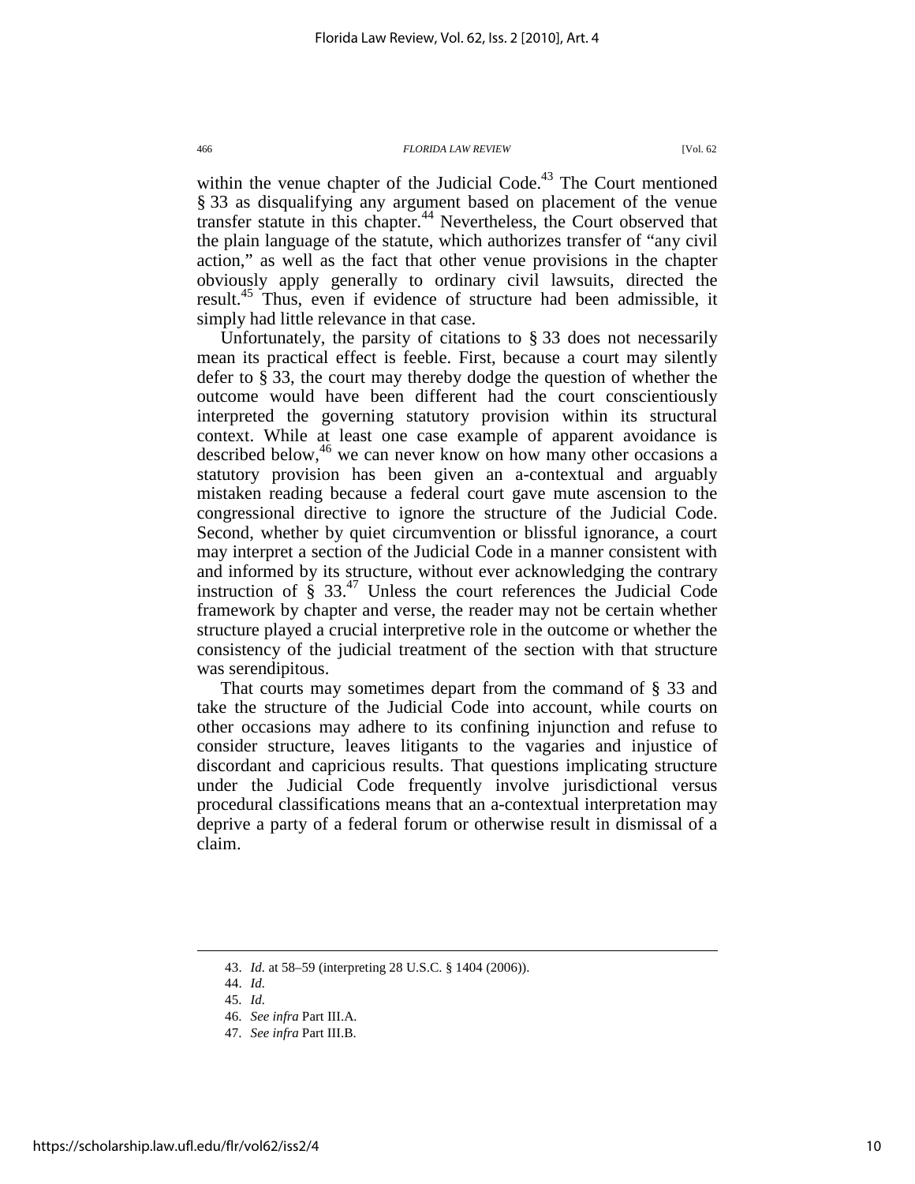within the venue chapter of the Judicial Code.[43] The Court mentioned § 33 as disqualifying any argument based on placement of the venue transfer statute in this chapter.[44] Nevertheless, the Court observed that the plain language of the statute, which authorizes transfer of "any civil action," as well as the fact that other venue provisions in the chapter obviously apply generally to ordinary civil lawsuits, directed the result.[45] Thus, even if evidence of structure had been admissible, it simply had little relevance in that case.

Unfortunately, the parsity of citations to § 33 does not necessarily mean its practical effect is feeble. First, because a court may silently defer to § 33, the court may thereby dodge the question of whether the outcome would have been different had the court conscientiously interpreted the governing statutory provision within its structural context. While at least one case example of apparent avoidance is described below,[46] we can never know on how many other occasions a statutory provision has been given an a-contextual and arguably mistaken reading because a federal court gave mute ascension to the congressional directive to ignore the structure of the Judicial Code. Second, whether by quiet circumvention or blissful ignorance, a court may interpret a section of the Judicial Code in a manner consistent with and informed by its structure, without ever acknowledging the contrary instruction of § 33.[47] Unless the court references the Judicial Code framework by chapter and verse, the reader may not be certain whether structure played a crucial interpretive role in the outcome or whether the consistency of the judicial treatment of the section with that structure was serendipitous.

That courts may sometimes depart from the command of § 33 and take the structure of the Judicial Code into account, while courts on other occasions may adhere to its confining injunction and refuse to consider structure, leaves litigants to the vagaries and injustice of discordant and capricious results. That questions implicating structure under the Judicial Code frequently involve jurisdictional versus procedural classifications means that an a-contextual interpretation may deprive a party of a federal forum or otherwise result in dismissal of a claim.

---

43. *Id.* at 58–59 (interpreting 28 U.S.C. § 1404 (2006)).

44. *Id.*

45. *Id.*

46. *See infra* Part III.A.

47. *See infra* Part III.B.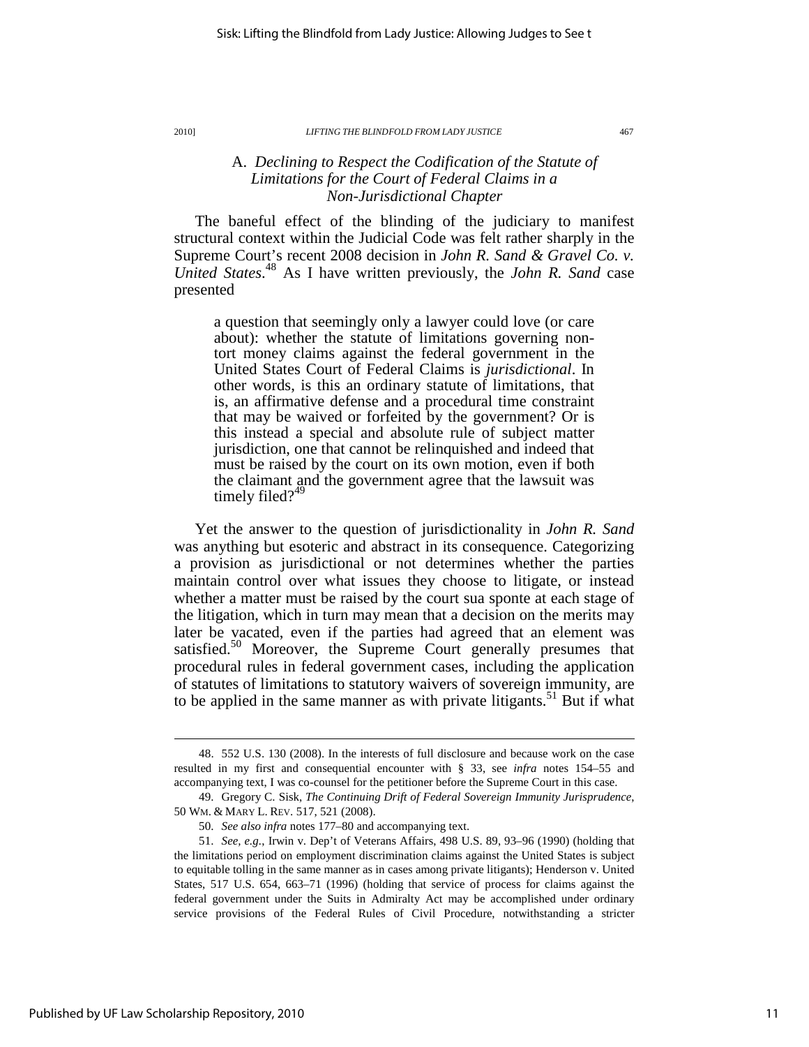### A. *Declining to Respect the Codification of the Statute of Limitations for the Court of Federal Claims in a Non-Jurisdictional Chapter*

The baneful effect of the blinding of the judiciary to manifest structural context within the Judicial Code was felt rather sharply in the Supreme Court's recent 2008 decision in *John R. Sand & Gravel Co. v. United States*.[48] As I have written previously, the *John R. Sand* case presented

> a question that seemingly only a lawyer could love (or care about): whether the statute of limitations governing non-tort money claims against the federal government in the United States Court of Federal Claims is *jurisdictional*. In other words, is this an ordinary statute of limitations, that is, an affirmative defense and a procedural time constraint that may be waived or forfeited by the government? Or is this instead a special and absolute rule of subject matter jurisdiction, one that cannot be relinquished and indeed that must be raised by the court on its own motion, even if both the claimant and the government agree that the lawsuit was timely filed?[49]

Yet the answer to the question of jurisdictionality in *John R. Sand* was anything but esoteric and abstract in its consequence. Categorizing a provision as jurisdictional or not determines whether the parties maintain control over what issues they choose to litigate, or instead whether a matter must be raised by the court sua sponte at each stage of the litigation, which in turn may mean that a decision on the merits may later be vacated, even if the parties had agreed that an element was satisfied.[50] Moreover, the Supreme Court generally presumes that procedural rules in federal government cases, including the application of statutes of limitations to statutory waivers of sovereign immunity, are to be applied in the same manner as with private litigants.[51] But if what

---

48. 552 U.S. 130 (2008). In the interests of full disclosure and because work on the case resulted in my first and consequential encounter with § 33, see *infra* notes 154–55 and accompanying text, I was co-counsel for the petitioner before the Supreme Court in this case.

49. Gregory C. Sisk, *The Continuing Drift of Federal Sovereign Immunity Jurisprudence*, 50 WM. & MARY L. REV. 517, 521 (2008).

50. *See also infra* notes 177–80 and accompanying text.

51. *See, e.g.*, Irwin v. Dep't of Veterans Affairs, 498 U.S. 89, 93–96 (1990) (holding that the limitations period on employment discrimination claims against the United States is subject to equitable tolling in the same manner as in cases among private litigants); Henderson v. United States, 517 U.S. 654, 663–71 (1996) (holding that service of process for claims against the federal government under the Suits in Admiralty Act may be accomplished under ordinary service provisions of the Federal Rules of Civil Procedure, notwithstanding a stricter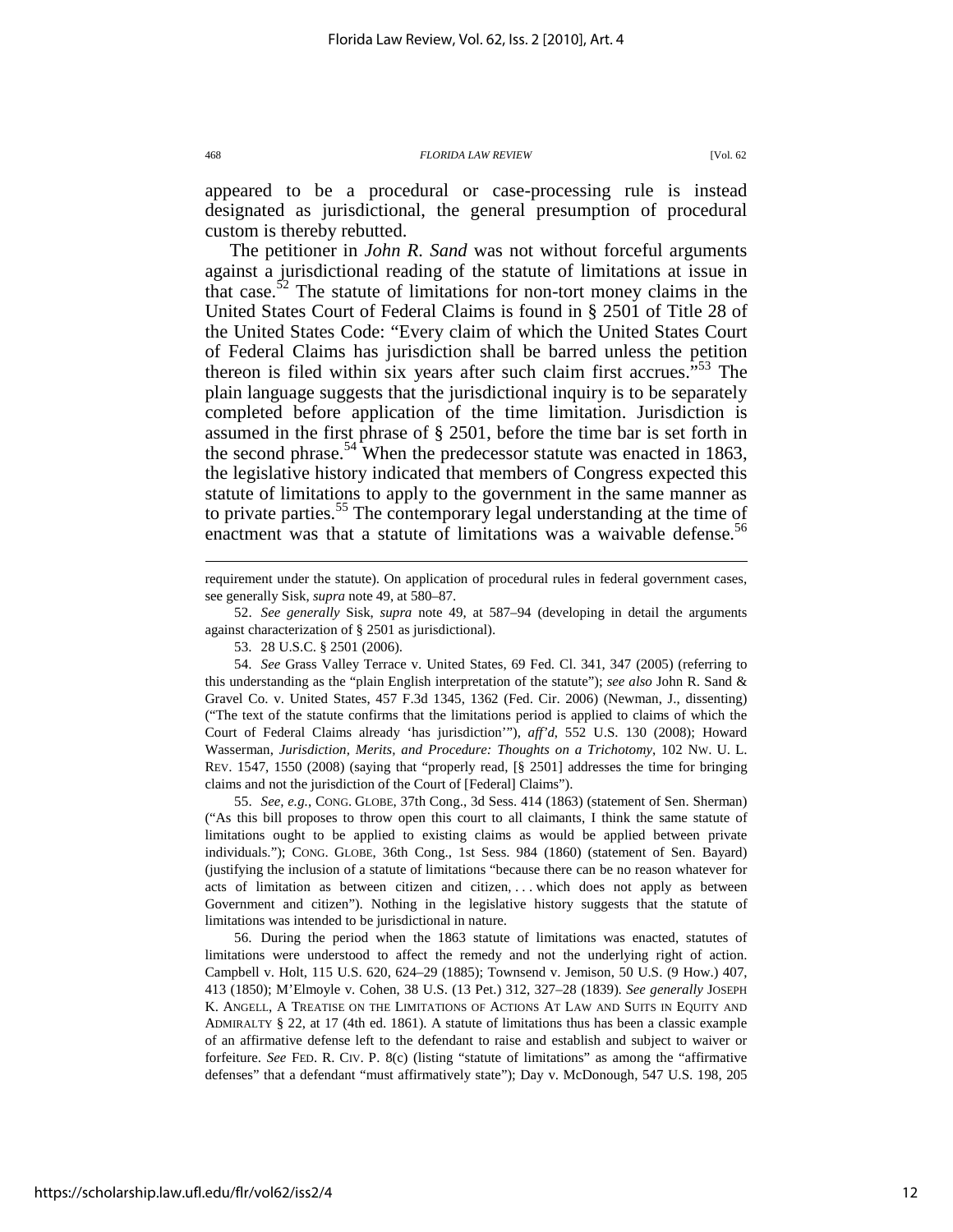appeared to be a procedural or case-processing rule is instead designated as jurisdictional, the general presumption of procedural custom is thereby rebutted.

The petitioner in *John R. Sand* was not without forceful arguments against a jurisdictional reading of the statute of limitations at issue in that case.[52] The statute of limitations for non-tort money claims in the United States Court of Federal Claims is found in § 2501 of Title 28 of the United States Code: "Every claim of which the United States Court of Federal Claims has jurisdiction shall be barred unless the petition thereon is filed within six years after such claim first accrues."[53] The plain language suggests that the jurisdictional inquiry is to be separately completed before application of the time limitation. Jurisdiction is assumed in the first phrase of § 2501, before the time bar is set forth in the second phrase.[54] When the predecessor statute was enacted in 1863, the legislative history indicated that members of Congress expected this statute of limitations to apply to the government in the same manner as to private parties.[55] The contemporary legal understanding at the time of enactment was that a statute of limitations was a waivable defense.[56]

---

requirement under the statute). On application of procedural rules in federal government cases, see generally Sisk, *supra* note 49, at 580–87.

52. *See generally* Sisk, *supra* note 49, at 587–94 (developing in detail the arguments against characterization of § 2501 as jurisdictional).

53. 28 U.S.C. § 2501 (2006).

54. *See* Grass Valley Terrace v. United States, 69 Fed. Cl. 341, 347 (2005) (referring to this understanding as the "plain English interpretation of the statute"); *see also* John R. Sand & Gravel Co. v. United States, 457 F.3d 1345, 1362 (Fed. Cir. 2006) (Newman, J., dissenting) ("The text of the statute confirms that the limitations period is applied to claims of which the Court of Federal Claims already 'has jurisdiction'"), *aff'd*, 552 U.S. 130 (2008); Howard Wasserman, *Jurisdiction, Merits, and Procedure: Thoughts on a Trichotomy*, 102 NW. U. L. REV. 1547, 1550 (2008) (saying that "properly read, [§ 2501] addresses the time for bringing claims and not the jurisdiction of the Court of [Federal] Claims").

55. *See, e.g.*, CONG. GLOBE, 37th Cong., 3d Sess. 414 (1863) (statement of Sen. Sherman) ("As this bill proposes to throw open this court to all claimants, I think the same statute of limitations ought to be applied to existing claims as would be applied between private individuals."); CONG. GLOBE, 36th Cong., 1st Sess. 984 (1860) (statement of Sen. Bayard) (justifying the inclusion of a statute of limitations "because there can be no reason whatever for acts of limitation as between citizen and citizen, . . . which does not apply as between Government and citizen"). Nothing in the legislative history suggests that the statute of limitations was intended to be jurisdictional in nature.

56. During the period when the 1863 statute of limitations was enacted, statutes of limitations were understood to affect the remedy and not the underlying right of action. Campbell v. Holt, 115 U.S. 620, 624–29 (1885); Townsend v. Jemison, 50 U.S. (9 How.) 407, 413 (1850); M'Elmoyle v. Cohen, 38 U.S. (13 Pet.) 312, 327–28 (1839). *See generally* JOSEPH K. ANGELL, A TREATISE ON THE LIMITATIONS OF ACTIONS AT LAW AND SUITS IN EQUITY AND ADMIRALTY § 22, at 17 (4th ed. 1861). A statute of limitations thus has been a classic example of an affirmative defense left to the defendant to raise and establish and subject to waiver or forfeiture. *See* FED. R. CIV. P. 8(c) (listing "statute of limitations" as among the "affirmative defenses" that a defendant "must affirmatively state"); Day v. McDonough, 547 U.S. 198, 205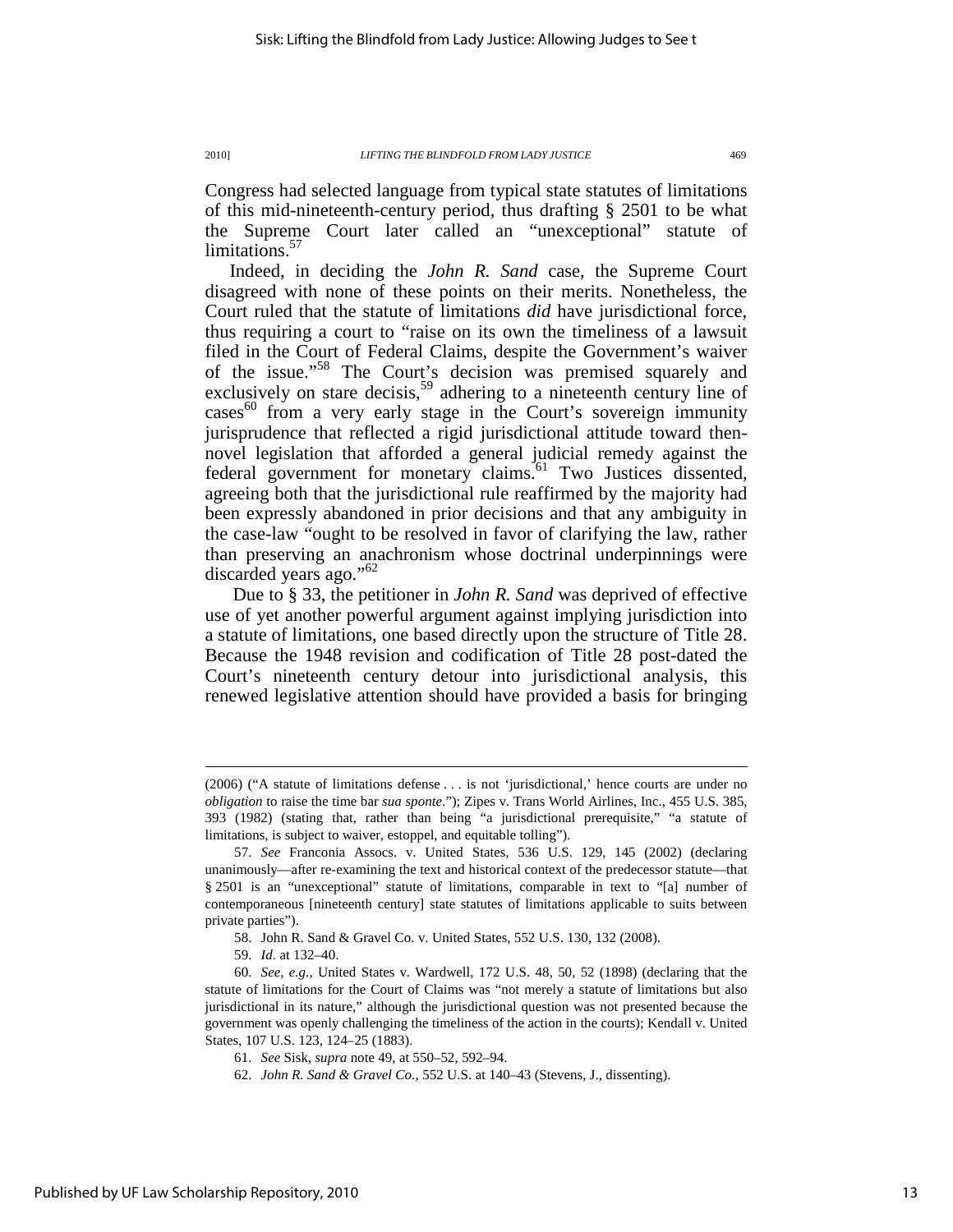Congress had selected language from typical state statutes of limitations of this mid-nineteenth-century period, thus drafting § 2501 to be what the Supreme Court later called an "unexceptional" statute of limitations.[57]

Indeed, in deciding the *John R. Sand* case, the Supreme Court disagreed with none of these points on their merits. Nonetheless, the Court ruled that the statute of limitations *did* have jurisdictional force, thus requiring a court to "raise on its own the timeliness of a lawsuit filed in the Court of Federal Claims, despite the Government's waiver of the issue."[58] The Court's decision was premised squarely and exclusively on stare decisis,[59] adhering to a nineteenth century line of cases[60] from a very early stage in the Court's sovereign immunity jurisprudence that reflected a rigid jurisdictional attitude toward then-novel legislation that afforded a general judicial remedy against the federal government for monetary claims.[61] Two Justices dissented, agreeing both that the jurisdictional rule reaffirmed by the majority had been expressly abandoned in prior decisions and that any ambiguity in the case-law "ought to be resolved in favor of clarifying the law, rather than preserving an anachronism whose doctrinal underpinnings were discarded years ago."[62]

Due to § 33, the petitioner in *John R. Sand* was deprived of effective use of yet another powerful argument against implying jurisdiction into a statute of limitations, one based directly upon the structure of Title 28. Because the 1948 revision and codification of Title 28 post-dated the Court's nineteenth century detour into jurisdictional analysis, this renewed legislative attention should have provided a basis for bringing

---

(2006) ("A statute of limitations defense . . . is not 'jurisdictional,' hence courts are under no *obligation* to raise the time bar *sua sponte*."); Zipes v. Trans World Airlines, Inc., 455 U.S. 385, 393 (1982) (stating that, rather than being "a jurisdictional prerequisite," "a statute of limitations, is subject to waiver, estoppel, and equitable tolling").

57. *See* Franconia Assocs. v. United States, 536 U.S. 129, 145 (2002) (declaring unanimously—after re-examining the text and historical context of the predecessor statute—that § 2501 is an "unexceptional" statute of limitations, comparable in text to "[a] number of contemporaneous [nineteenth century] state statutes of limitations applicable to suits between private parties").

58. John R. Sand & Gravel Co. v. United States, 552 U.S. 130, 132 (2008).

59. *Id.* at 132–40.

60. *See, e.g.*, United States v. Wardwell, 172 U.S. 48, 50, 52 (1898) (declaring that the statute of limitations for the Court of Claims was "not merely a statute of limitations but also jurisdictional in its nature," although the jurisdictional question was not presented because the government was openly challenging the timeliness of the action in the courts); Kendall v. United States, 107 U.S. 123, 124–25 (1883).

61. *See* Sisk, *supra* note 49, at 550–52, 592–94.

62. *John R. Sand & Gravel Co.*, 552 U.S. at 140–43 (Stevens, J., dissenting).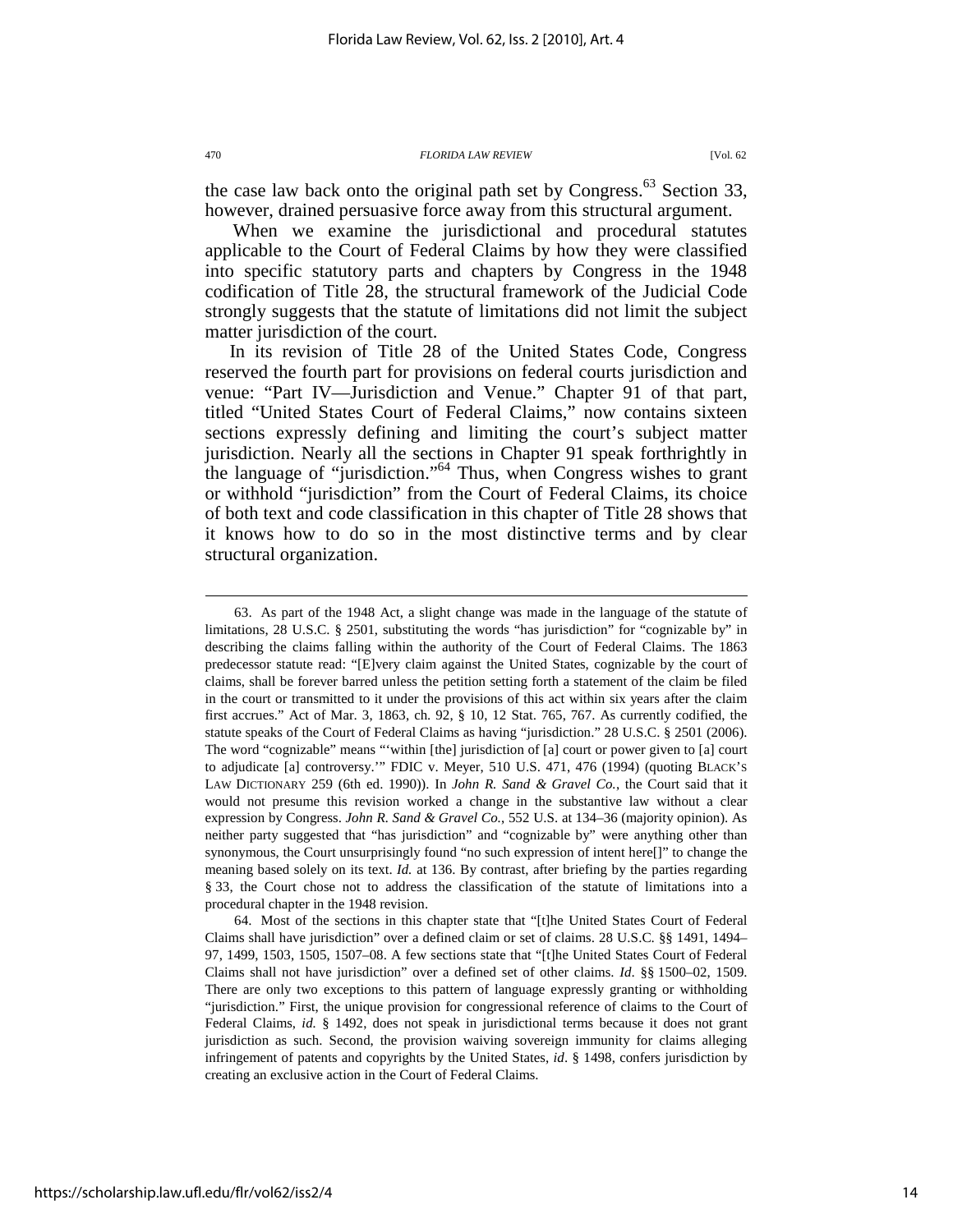the case law back onto the original path set by Congress.[63] Section 33, however, drained persuasive force away from this structural argument.

When we examine the jurisdictional and procedural statutes applicable to the Court of Federal Claims by how they were classified into specific statutory parts and chapters by Congress in the 1948 codification of Title 28, the structural framework of the Judicial Code strongly suggests that the statute of limitations did not limit the subject matter jurisdiction of the court.

In its revision of Title 28 of the United States Code, Congress reserved the fourth part for provisions on federal courts jurisdiction and venue: "Part IV—Jurisdiction and Venue." Chapter 91 of that part, titled "United States Court of Federal Claims," now contains sixteen sections expressly defining and limiting the court's subject matter jurisdiction. Nearly all the sections in Chapter 91 speak forthrightly in the language of "jurisdiction."[64] Thus, when Congress wishes to grant or withhold "jurisdiction" from the Court of Federal Claims, its choice of both text and code classification in this chapter of Title 28 shows that it knows how to do so in the most distinctive terms and by clear structural organization.

---

63. As part of the 1948 Act, a slight change was made in the language of the statute of limitations, 28 U.S.C. § 2501, substituting the words "has jurisdiction" for "cognizable by" in describing the claims falling within the authority of the Court of Federal Claims. The 1863 predecessor statute read: "[E]very claim against the United States, cognizable by the court of claims, shall be forever barred unless the petition setting forth a statement of the claim be filed in the court or transmitted to it under the provisions of this act within six years after the claim first accrues." Act of Mar. 3, 1863, ch. 92, § 10, 12 Stat. 765, 767. As currently codified, the statute speaks of the Court of Federal Claims as having "jurisdiction." 28 U.S.C. § 2501 (2006). The word "cognizable" means "'within [the] jurisdiction of [a] court or power given to [a] court to adjudicate [a] controversy.'" FDIC v. Meyer, 510 U.S. 471, 476 (1994) (quoting BLACK'S LAW DICTIONARY 259 (6th ed. 1990)). In *John R. Sand & Gravel Co.*, the Court said that it would not presume this revision worked a change in the substantive law without a clear expression by Congress. *John R. Sand & Gravel Co.*, 552 U.S. at 134–36 (majority opinion). As neither party suggested that "has jurisdiction" and "cognizable by" were anything other than synonymous, the Court unsurprisingly found "no such expression of intent here[]" to change the meaning based solely on its text. *Id.* at 136. By contrast, after briefing by the parties regarding § 33, the Court chose not to address the classification of the statute of limitations into a procedural chapter in the 1948 revision.

64. Most of the sections in this chapter state that "[t]he United States Court of Federal Claims shall have jurisdiction" over a defined claim or set of claims. 28 U.S.C. §§ 1491, 1494–97, 1499, 1503, 1505, 1507–08. A few sections state that "[t]he United States Court of Federal Claims shall not have jurisdiction" over a defined set of other claims. *Id.* §§ 1500–02, 1509. There are only two exceptions to this pattern of language expressly granting or withholding "jurisdiction." First, the unique provision for congressional reference of claims to the Court of Federal Claims, *id.* § 1492, does not speak in jurisdictional terms because it does not grant jurisdiction as such. Second, the provision waiving sovereign immunity for claims alleging infringement of patents and copyrights by the United States, *id.* § 1498, confers jurisdiction by creating an exclusive action in the Court of Federal Claims.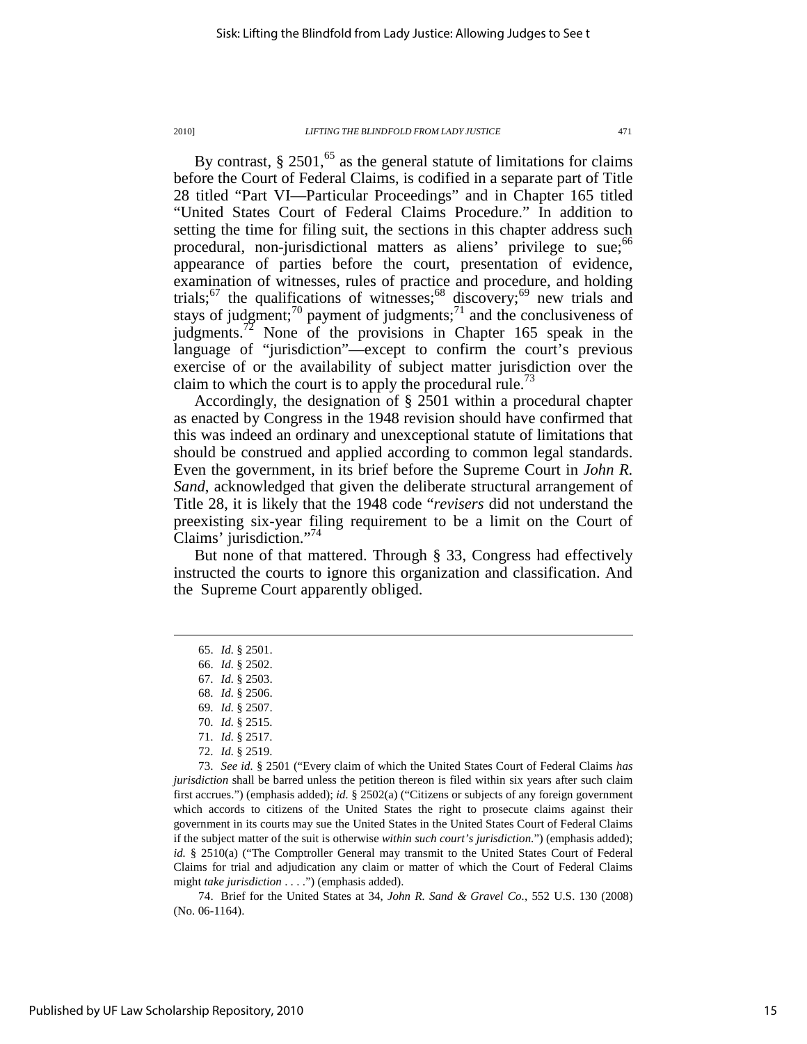By contrast, § 2501,[65] as the general statute of limitations for claims before the Court of Federal Claims, is codified in a separate part of Title 28 titled "Part VI—Particular Proceedings" and in Chapter 165 titled "United States Court of Federal Claims Procedure." In addition to setting the time for filing suit, the sections in this chapter address such procedural, non-jurisdictional matters as aliens' privilege to sue;[66] appearance of parties before the court, presentation of evidence, examination of witnesses, rules of practice and procedure, and holding trials;[67] the qualifications of witnesses;[68] discovery;[69] new trials and stays of judgment;[70] payment of judgments;[71] and the conclusiveness of judgments.[72] None of the provisions in Chapter 165 speak in the language of "jurisdiction"—except to confirm the court's previous exercise of or the availability of subject matter jurisdiction over the claim to which the court is to apply the procedural rule.[73]

Accordingly, the designation of § 2501 within a procedural chapter as enacted by Congress in the 1948 revision should have confirmed that this was indeed an ordinary and unexceptional statute of limitations that should be construed and applied according to common legal standards. Even the government, in its brief before the Supreme Court in *John R. Sand*, acknowledged that given the deliberate structural arrangement of Title 28, it is likely that the 1948 code "*revisers* did not understand the preexisting six-year filing requirement to be a limit on the Court of Claims' jurisdiction."[74]

But none of that mattered. Through § 33, Congress had effectively instructed the courts to ignore this organization and classification. And the Supreme Court apparently obliged.

---

65. *Id.* § 2501.

66. *Id.* § 2502.

67. *Id.* § 2503.

68. *Id.* § 2506.

69. *Id.* § 2507.

70. *Id.* § 2515.

71. *Id.* § 2517.

72. *Id.* § 2519.

73. *See id.* § 2501 ("Every claim of which the United States Court of Federal Claims *has jurisdiction* shall be barred unless the petition thereon is filed within six years after such claim first accrues.") (emphasis added); *id.* § 2502(a) ("Citizens or subjects of any foreign government which accords to citizens of the United States the right to prosecute claims against their government in its courts may sue the United States in the United States Court of Federal Claims if the subject matter of the suit is otherwise *within such court's jurisdiction*.") (emphasis added); *id.* § 2510(a) ("The Comptroller General may transmit to the United States Court of Federal Claims for trial and adjudication any claim or matter of which the Court of Federal Claims might *take jurisdiction* . . . .") (emphasis added).

74. Brief for the United States at 34, *John R. Sand & Gravel Co.*, 552 U.S. 130 (2008) (No. 06-1164).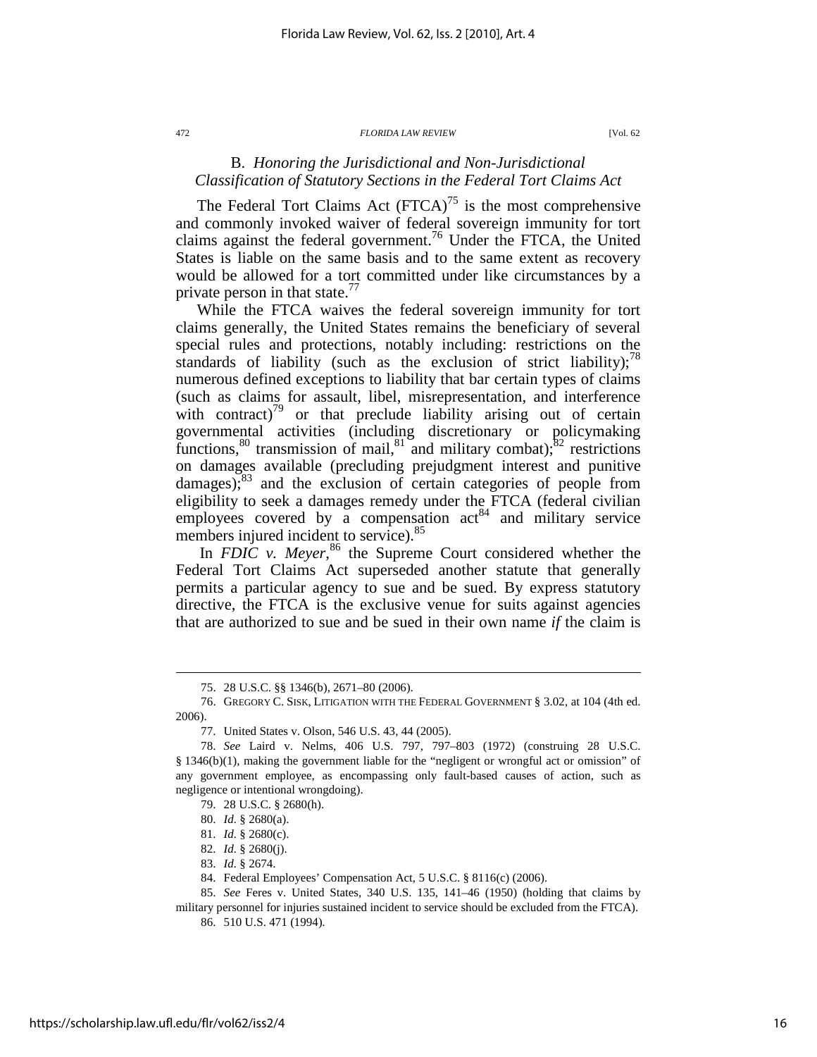### B. *Honoring the Jurisdictional and Non-Jurisdictional Classification of Statutory Sections in the Federal Tort Claims Act*

The Federal Tort Claims Act (FTCA)[75] is the most comprehensive and commonly invoked waiver of federal sovereign immunity for tort claims against the federal government.[76] Under the FTCA, the United States is liable on the same basis and to the same extent as recovery would be allowed for a tort committed under like circumstances by a private person in that state.[77]

While the FTCA waives the federal sovereign immunity for tort claims generally, the United States remains the beneficiary of several special rules and protections, notably including: restrictions on the standards of liability (such as the exclusion of strict liability);[78] numerous defined exceptions to liability that bar certain types of claims (such as claims for assault, libel, misrepresentation, and interference with contract)[79] or that preclude liability arising out of certain governmental activities (including discretionary or policymaking functions,[80] transmission of mail,[81] and military combat);[82] restrictions on damages available (precluding prejudgment interest and punitive damages);[83] and the exclusion of certain categories of people from eligibility to seek a damages remedy under the FTCA (federal civilian employees covered by a compensation act[84] and military service members injured incident to service).[85]

In *FDIC v. Meyer*,[86] the Supreme Court considered whether the Federal Tort Claims Act superseded another statute that generally permits a particular agency to sue and be sued. By express statutory directive, the FTCA is the exclusive venue for suits against agencies that are authorized to sue and be sued in their own name *if* the claim is

---

75. 28 U.S.C. §§ 1346(b), 2671–80 (2006).

76. GREGORY C. SISK, LITIGATION WITH THE FEDERAL GOVERNMENT § 3.02, at 104 (4th ed. 2006).

77. United States v. Olson, 546 U.S. 43, 44 (2005).

78. *See* Laird v. Nelms, 406 U.S. 797, 797–803 (1972) (construing 28 U.S.C. § 1346(b)(1), making the government liable for the "negligent or wrongful act or omission" of any government employee, as encompassing only fault-based causes of action, such as negligence or intentional wrongdoing).

79. 28 U.S.C. § 2680(h).

80. *Id.* § 2680(a).

81. *Id.* § 2680(c).

82. *Id.* § 2680(j).

83. *Id.* § 2674.

84. Federal Employees' Compensation Act, 5 U.S.C. § 8116(c) (2006).

85. *See* Feres v. United States, 340 U.S. 135, 141–46 (1950) (holding that claims by military personnel for injuries sustained incident to service should be excluded from the FTCA).

86. 510 U.S. 471 (1994).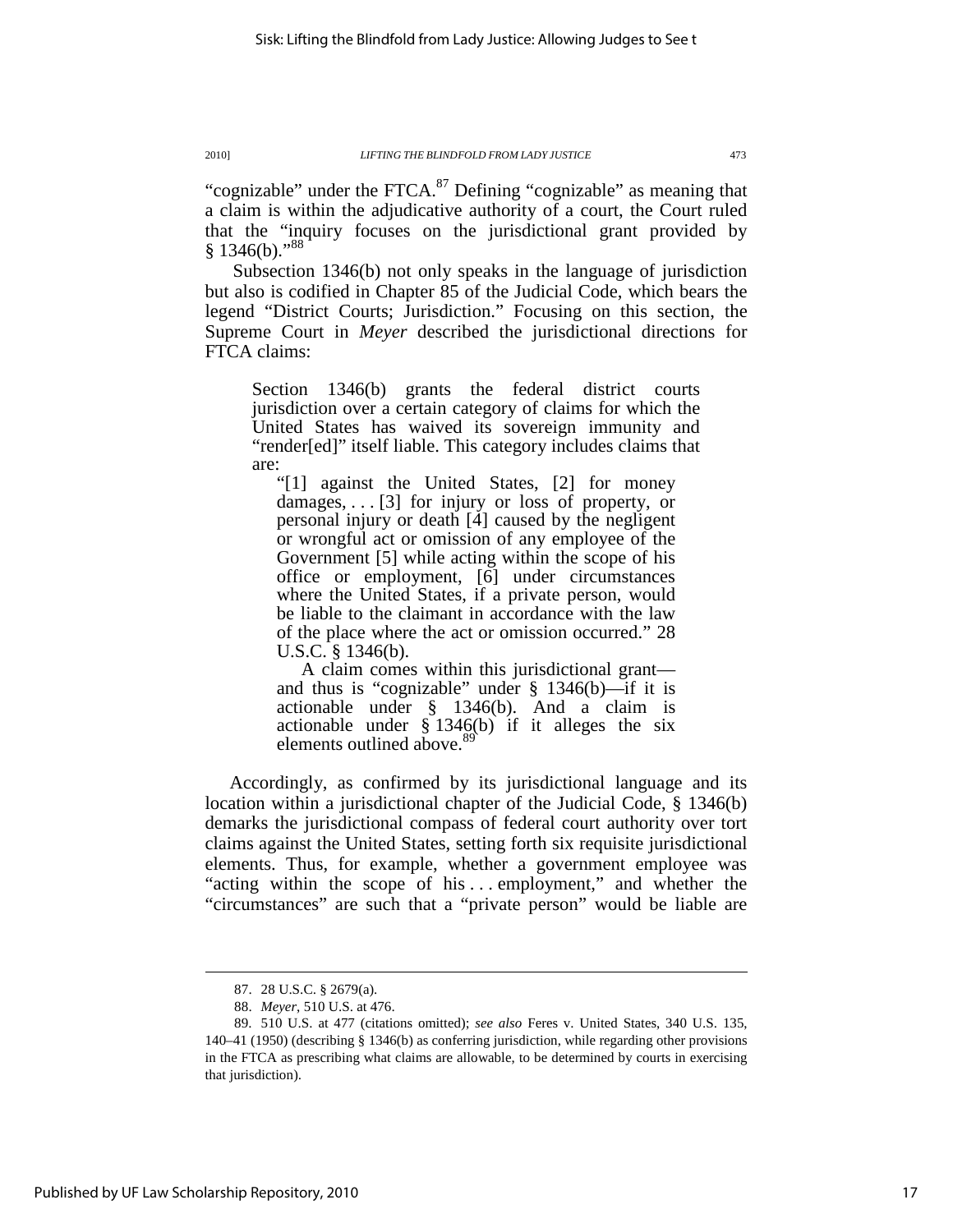"cognizable" under the FTCA.[87] Defining "cognizable" as meaning that a claim is within the adjudicative authority of a court, the Court ruled that the "inquiry focuses on the jurisdictional grant provided by § 1346(b)."[88]

Subsection 1346(b) not only speaks in the language of jurisdiction but also is codified in Chapter 85 of the Judicial Code, which bears the legend "District Courts; Jurisdiction." Focusing on this section, the Supreme Court in *Meyer* described the jurisdictional directions for FTCA claims:

> Section 1346(b) grants the federal district courts jurisdiction over a certain category of claims for which the United States has waived its sovereign immunity and "render[ed]" itself liable. This category includes claims that are:
>
> > "[1] against the United States, [2] for money damages, . . . [3] for injury or loss of property, or personal injury or death [4] caused by the negligent or wrongful act or omission of any employee of the Government [5] while acting within the scope of his office or employment, [6] under circumstances where the United States, if a private person, would be liable to the claimant in accordance with the law of the place where the act or omission occurred." 28 U.S.C. § 1346(b).
> >
> > A claim comes within this jurisdictional grant—and thus is "cognizable" under § 1346(b)—if it is actionable under § 1346(b). And a claim is actionable under § 1346(b) if it alleges the six elements outlined above.[89]

Accordingly, as confirmed by its jurisdictional language and its location within a jurisdictional chapter of the Judicial Code, § 1346(b) demarks the jurisdictional compass of federal court authority over tort claims against the United States, setting forth six requisite jurisdictional elements. Thus, for example, whether a government employee was "acting within the scope of his . . . employment," and whether the "circumstances" are such that a "private person" would be liable are

---

87. 28 U.S.C. § 2679(a).

88. *Meyer*, 510 U.S. at 476.

89. 510 U.S. at 477 (citations omitted); *see also* Feres v. United States, 340 U.S. 135, 140–41 (1950) (describing § 1346(b) as conferring jurisdiction, while regarding other provisions in the FTCA as prescribing what claims are allowable, to be determined by courts in exercising that jurisdiction).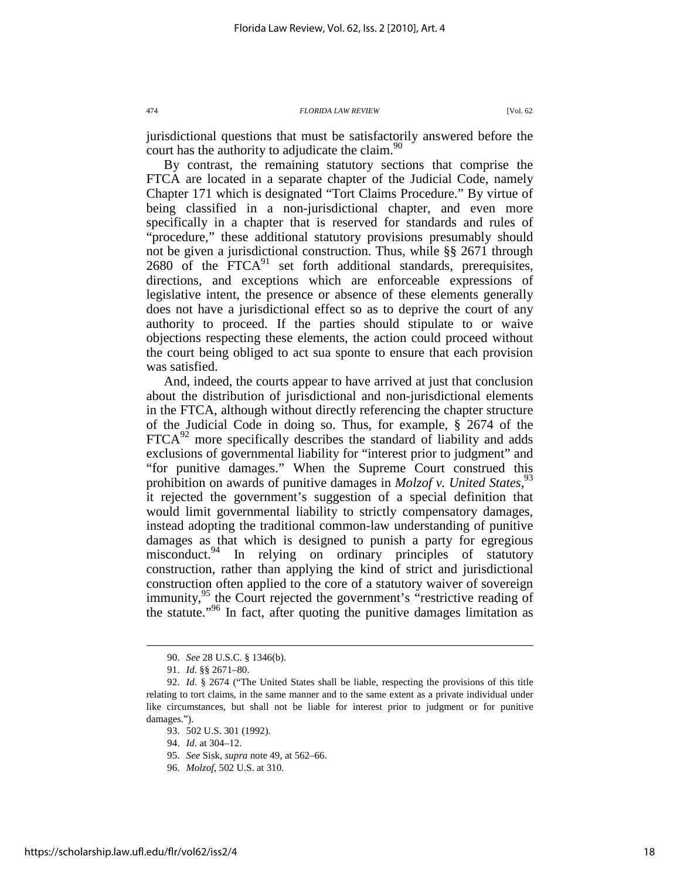jurisdictional questions that must be satisfactorily answered before the court has the authority to adjudicate the claim.[90]

By contrast, the remaining statutory sections that comprise the FTCA are located in a separate chapter of the Judicial Code, namely Chapter 171 which is designated "Tort Claims Procedure." By virtue of being classified in a non-jurisdictional chapter, and even more specifically in a chapter that is reserved for standards and rules of "procedure," these additional statutory provisions presumably should not be given a jurisdictional construction. Thus, while §§ 2671 through 2680 of the FTCA[91] set forth additional standards, prerequisites, directions, and exceptions which are enforceable expressions of legislative intent, the presence or absence of these elements generally does not have a jurisdictional effect so as to deprive the court of any authority to proceed. If the parties should stipulate to or waive objections respecting these elements, the action could proceed without the court being obliged to act sua sponte to ensure that each provision was satisfied.

And, indeed, the courts appear to have arrived at just that conclusion about the distribution of jurisdictional and non-jurisdictional elements in the FTCA, although without directly referencing the chapter structure of the Judicial Code in doing so. Thus, for example, § 2674 of the FTCA[92] more specifically describes the standard of liability and adds exclusions of governmental liability for "interest prior to judgment" and "for punitive damages." When the Supreme Court construed this prohibition on awards of punitive damages in *Molzof v. United States*,[93] it rejected the government's suggestion of a special definition that would limit governmental liability to strictly compensatory damages, instead adopting the traditional common-law understanding of punitive damages as that which is designed to punish a party for egregious misconduct.[94] In relying on ordinary principles of statutory construction, rather than applying the kind of strict and jurisdictional construction often applied to the core of a statutory waiver of sovereign immunity,[95] the Court rejected the government's "restrictive reading of the statute."[96] In fact, after quoting the punitive damages limitation as

---

90. *See* 28 U.S.C. § 1346(b).

91. *Id.* §§ 2671–80.

92. *Id*. § 2674 ("The United States shall be liable, respecting the provisions of this title relating to tort claims, in the same manner and to the same extent as a private individual under like circumstances, but shall not be liable for interest prior to judgment or for punitive damages.").

93. 502 U.S. 301 (1992).

94. *Id*. at 304–12.

95. *See* Sisk, *supra* note 49, at 562–66.

96. *Molzof*, 502 U.S. at 310.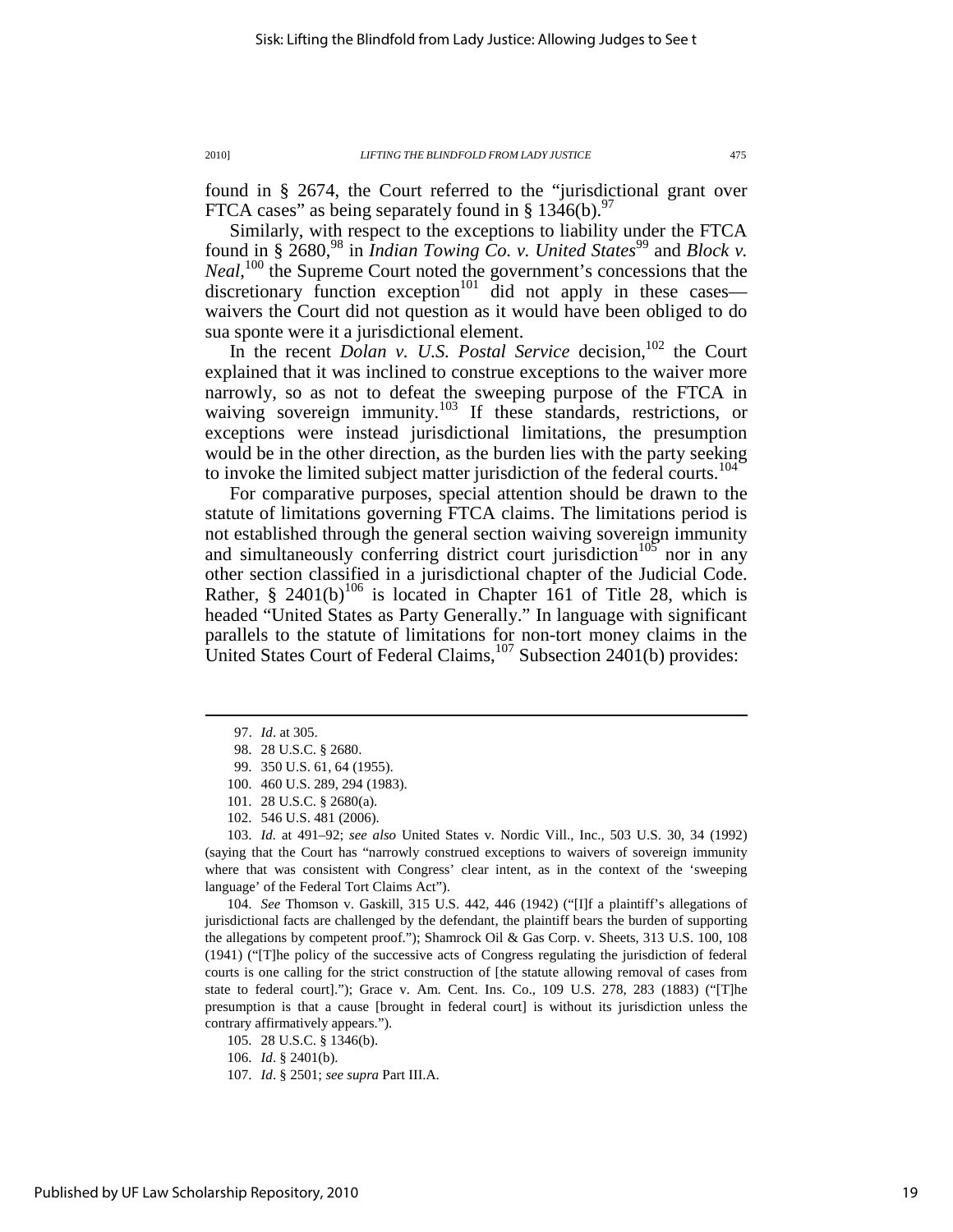found in § 2674, the Court referred to the "jurisdictional grant over FTCA cases" as being separately found in § 1346(b).[97]

Similarly, with respect to the exceptions to liability under the FTCA found in § 2680,[98] in *Indian Towing Co. v. United States*[99] and *Block v. Neal*,[100] the Supreme Court noted the government's concessions that the discretionary function exception[101] did not apply in these cases—waivers the Court did not question as it would have been obliged to do sua sponte were it a jurisdictional element.

In the recent *Dolan v. U.S. Postal Service* decision,[102] the Court explained that it was inclined to construe exceptions to the waiver more narrowly, so as not to defeat the sweeping purpose of the FTCA in waiving sovereign immunity.[103] If these standards, restrictions, or exceptions were instead jurisdictional limitations, the presumption would be in the other direction, as the burden lies with the party seeking to invoke the limited subject matter jurisdiction of the federal courts.[104]

For comparative purposes, special attention should be drawn to the statute of limitations governing FTCA claims. The limitations period is not established through the general section waiving sovereign immunity and simultaneously conferring district court jurisdiction[105] nor in any other section classified in a jurisdictional chapter of the Judicial Code. Rather, § 2401(b)[106] is located in Chapter 161 of Title 28, which is headed "United States as Party Generally." In language with significant parallels to the statute of limitations for non-tort money claims in the United States Court of Federal Claims,[107] Subsection 2401(b) provides:

---

97. *Id*. at 305.

98. 28 U.S.C. § 2680.

99. 350 U.S. 61, 64 (1955).

100. 460 U.S. 289, 294 (1983).

101. 28 U.S.C. § 2680(a).

102. 546 U.S. 481 (2006).

103. *Id.* at 491–92; *see also* United States v. Nordic Vill., Inc., 503 U.S. 30, 34 (1992) (saying that the Court has "narrowly construed exceptions to waivers of sovereign immunity where that was consistent with Congress' clear intent, as in the context of the 'sweeping language' of the Federal Tort Claims Act").

104. *See* Thomson v. Gaskill, 315 U.S. 442, 446 (1942) ("[I]f a plaintiff's allegations of jurisdictional facts are challenged by the defendant, the plaintiff bears the burden of supporting the allegations by competent proof."); Shamrock Oil & Gas Corp. v. Sheets, 313 U.S. 100, 108 (1941) ("[T]he policy of the successive acts of Congress regulating the jurisdiction of federal courts is one calling for the strict construction of [the statute allowing removal of cases from state to federal court]."); Grace v. Am. Cent. Ins. Co., 109 U.S. 278, 283 (1883) ("[T]he presumption is that a cause [brought in federal court] is without its jurisdiction unless the contrary affirmatively appears.").

105. 28 U.S.C. § 1346(b).

106. *Id*. § 2401(b).

107. *Id*. § 2501; *see supra* Part III.A.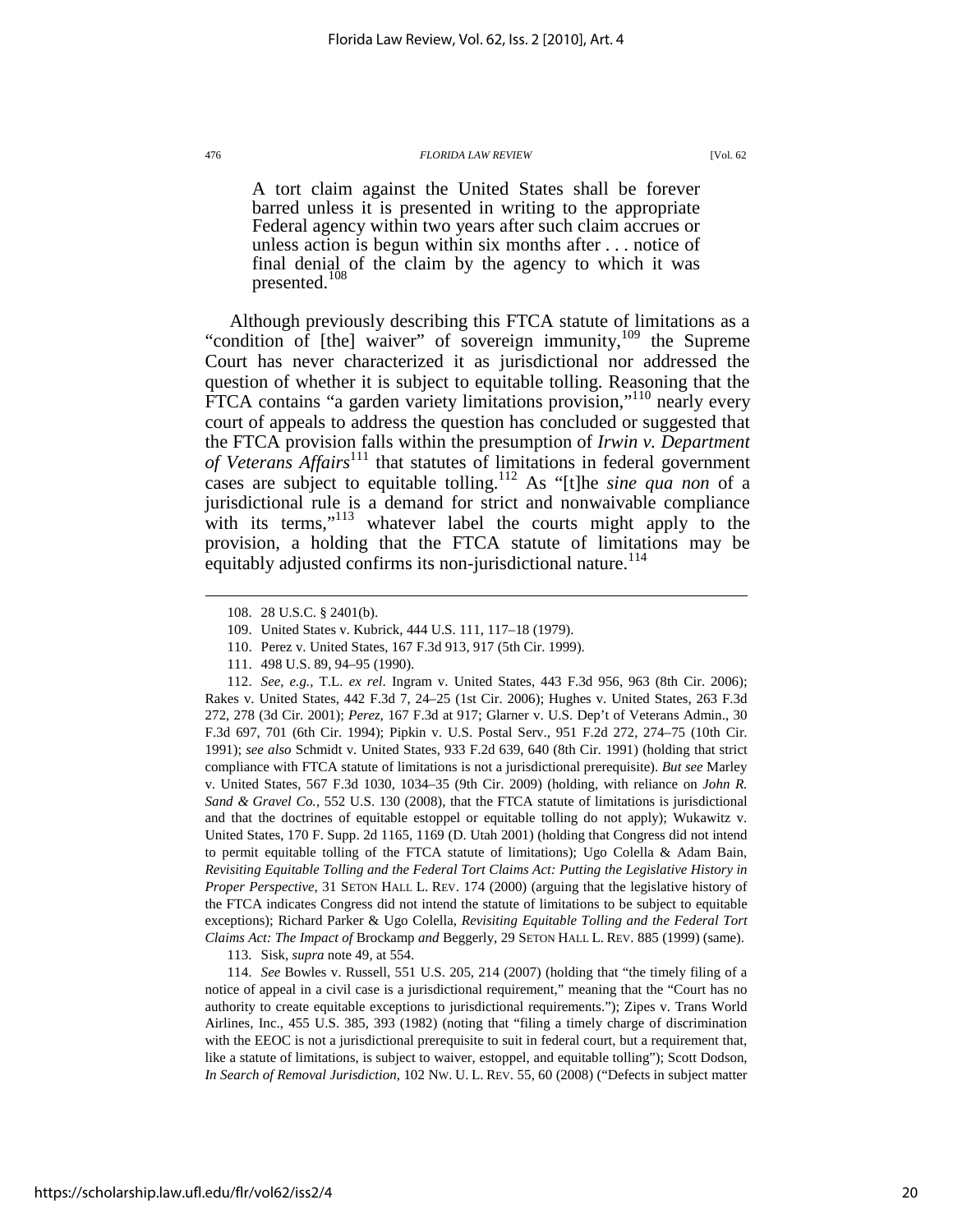> A tort claim against the United States shall be forever barred unless it is presented in writing to the appropriate Federal agency within two years after such claim accrues or unless action is begun within six months after . . . notice of final denial of the claim by the agency to which it was presented.[108]

Although previously describing this FTCA statute of limitations as a "condition of [the] waiver" of sovereign immunity,[109] the Supreme Court has never characterized it as jurisdictional nor addressed the question of whether it is subject to equitable tolling. Reasoning that the FTCA contains "a garden variety limitations provision,"[110] nearly every court of appeals to address the question has concluded or suggested that the FTCA provision falls within the presumption of *Irwin v. Department of Veterans Affairs*[111] that statutes of limitations in federal government cases are subject to equitable tolling.[112] As "[t]he *sine qua non* of a jurisdictional rule is a demand for strict and nonwaivable compliance with its terms,"[113] whatever label the courts might apply to the provision, a holding that the FTCA statute of limitations may be equitably adjusted confirms its non-jurisdictional nature.[114]

---

108. 28 U.S.C. § 2401(b).

109. United States v. Kubrick, 444 U.S. 111, 117–18 (1979).

110. Perez v. United States, 167 F.3d 913, 917 (5th Cir. 1999).

111. 498 U.S. 89, 94–95 (1990).

112. *See, e.g.*, T.L. *ex rel.* Ingram v. United States, 443 F.3d 956, 963 (8th Cir. 2006); Rakes v. United States, 442 F.3d 7, 24–25 (1st Cir. 2006); Hughes v. United States, 263 F.3d 272, 278 (3d Cir. 2001); *Perez*, 167 F.3d at 917; Glarner v. U.S. Dep't of Veterans Admin., 30 F.3d 697, 701 (6th Cir. 1994); Pipkin v. U.S. Postal Serv., 951 F.2d 272, 274–75 (10th Cir. 1991); *see also* Schmidt v. United States, 933 F.2d 639, 640 (8th Cir. 1991) (holding that strict compliance with FTCA statute of limitations is not a jurisdictional prerequisite). *But see* Marley v. United States, 567 F.3d 1030, 1034–35 (9th Cir. 2009) (holding, with reliance on *John R. Sand & Gravel Co.*, 552 U.S. 130 (2008), that the FTCA statute of limitations is jurisdictional and that the doctrines of equitable estoppel or equitable tolling do not apply); Wukawitz v. United States, 170 F. Supp. 2d 1165, 1169 (D. Utah 2001) (holding that Congress did not intend to permit equitable tolling of the FTCA statute of limitations); Ugo Colella & Adam Bain, *Revisiting Equitable Tolling and the Federal Tort Claims Act: Putting the Legislative History in Proper Perspective*, 31 SETON HALL L. REV. 174 (2000) (arguing that the legislative history of the FTCA indicates Congress did not intend the statute of limitations to be subject to equitable exceptions); Richard Parker & Ugo Colella, *Revisiting Equitable Tolling and the Federal Tort Claims Act: The Impact of* Brockamp *and* Beggerly, 29 SETON HALL L. REV. 885 (1999) (same).

113. Sisk, *supra* note 49, at 554.

114. *See* Bowles v. Russell, 551 U.S. 205, 214 (2007) (holding that "the timely filing of a notice of appeal in a civil case is a jurisdictional requirement," meaning that the "Court has no authority to create equitable exceptions to jurisdictional requirements."); Zipes v. Trans World Airlines, Inc., 455 U.S. 385, 393 (1982) (noting that "filing a timely charge of discrimination with the EEOC is not a jurisdictional prerequisite to suit in federal court, but a requirement that, like a statute of limitations, is subject to waiver, estoppel, and equitable tolling"); Scott Dodson, *In Search of Removal Jurisdiction*, 102 NW. U. L. REV. 55, 60 (2008) ("Defects in subject matter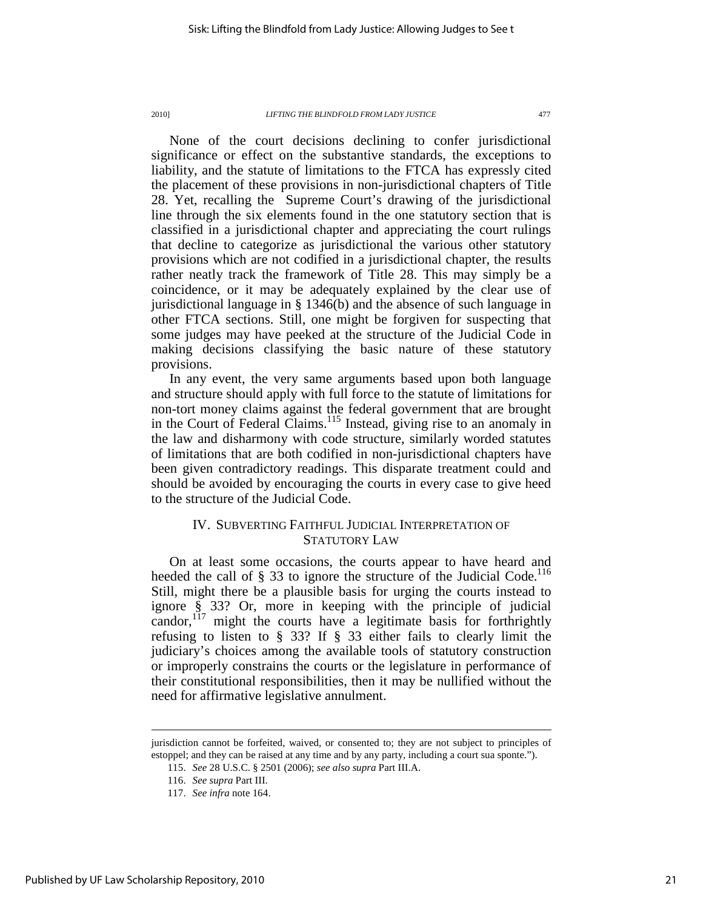None of the court decisions declining to confer jurisdictional significance or effect on the substantive standards, the exceptions to liability, and the statute of limitations to the FTCA has expressly cited the placement of these provisions in non-jurisdictional chapters of Title 28. Yet, recalling the Supreme Court's drawing of the jurisdictional line through the six elements found in the one statutory section that is classified in a jurisdictional chapter and appreciating the court rulings that decline to categorize as jurisdictional the various other statutory provisions which are not codified in a jurisdictional chapter, the results rather neatly track the framework of Title 28. This may simply be a coincidence, or it may be adequately explained by the clear use of jurisdictional language in § 1346(b) and the absence of such language in other FTCA sections. Still, one might be forgiven for suspecting that some judges may have peeked at the structure of the Judicial Code in making decisions classifying the basic nature of these statutory provisions.

In any event, the very same arguments based upon both language and structure should apply with full force to the statute of limitations for non-tort money claims against the federal government that are brought in the Court of Federal Claims.[115] Instead, giving rise to an anomaly in the law and disharmony with code structure, similarly worded statutes of limitations that are both codified in non-jurisdictional chapters have been given contradictory readings. This disparate treatment could and should be avoided by encouraging the courts in every case to give heed to the structure of the Judicial Code.

## IV. SUBVERTING FAITHFUL JUDICIAL INTERPRETATION OF STATUTORY LAW

On at least some occasions, the courts appear to have heard and heeded the call of § 33 to ignore the structure of the Judicial Code.[116] Still, might there be a plausible basis for urging the courts instead to ignore § 33? Or, more in keeping with the principle of judicial candor,[117] might the courts have a legitimate basis for forthrightly refusing to listen to § 33? If § 33 either fails to clearly limit the judiciary's choices among the available tools of statutory construction or improperly constrains the courts or the legislature in performance of their constitutional responsibilities, then it may be nullified without the need for affirmative legislative annulment.

---

jurisdiction cannot be forfeited, waived, or consented to; they are not subject to principles of estoppel; and they can be raised at any time and by any party, including a court sua sponte.").

115. *See* 28 U.S.C. § 2501 (2006); *see also supra* Part III.A.

116. *See supra* Part III.

117. *See infra* note 164.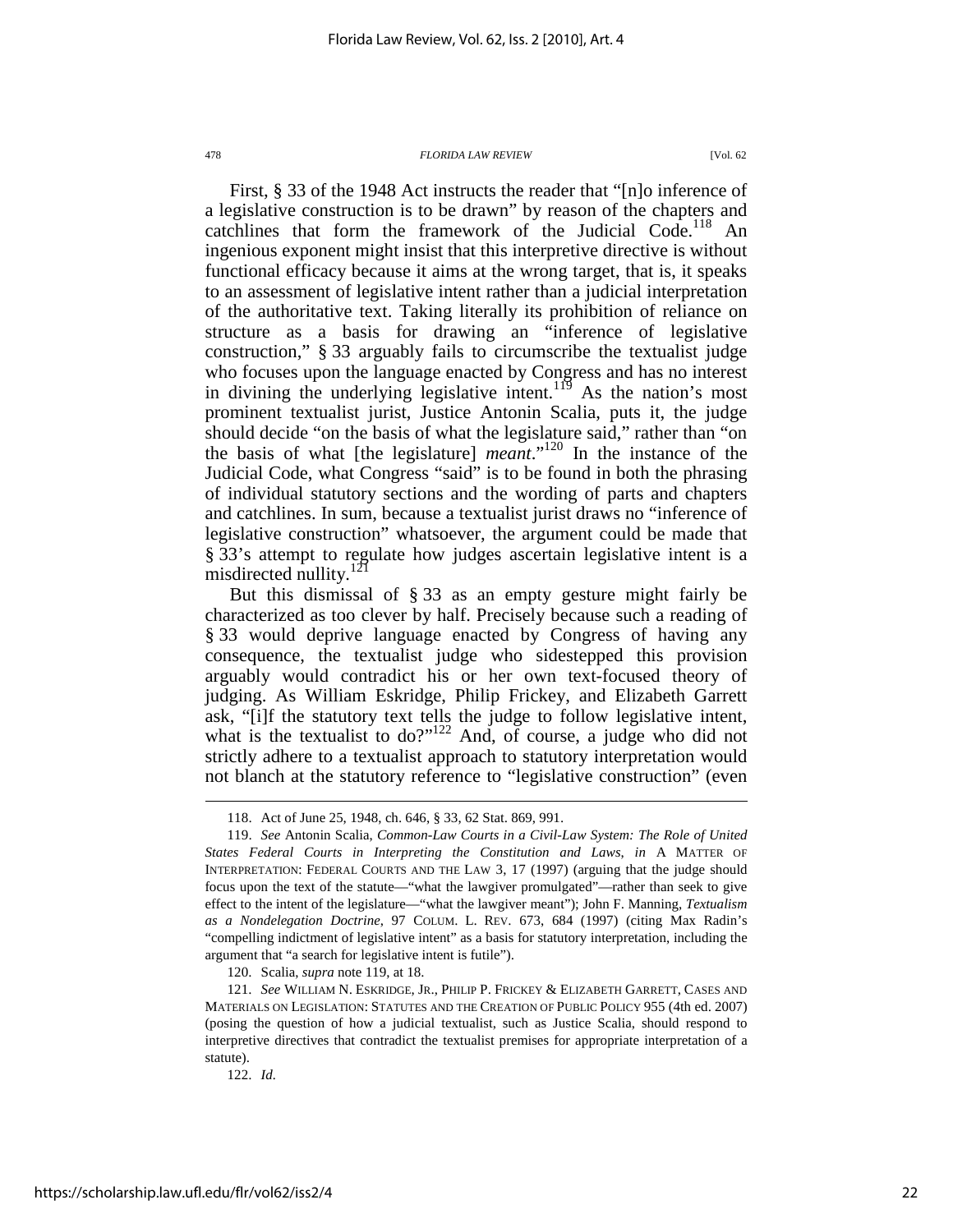First, § 33 of the 1948 Act instructs the reader that "[n]o inference of a legislative construction is to be drawn" by reason of the chapters and catchlines that form the framework of the Judicial Code.[118] An ingenious exponent might insist that this interpretive directive is without functional efficacy because it aims at the wrong target, that is, it speaks to an assessment of legislative intent rather than a judicial interpretation of the authoritative text. Taking literally its prohibition of reliance on structure as a basis for drawing an "inference of legislative construction," § 33 arguably fails to circumscribe the textualist judge who focuses upon the language enacted by Congress and has no interest in divining the underlying legislative intent.[119] As the nation's most prominent textualist jurist, Justice Antonin Scalia, puts it, the judge should decide "on the basis of what the legislature said," rather than "on the basis of what [the legislature] *meant*."[120] In the instance of the Judicial Code, what Congress "said" is to be found in both the phrasing of individual statutory sections and the wording of parts and chapters and catchlines. In sum, because a textualist jurist draws no "inference of legislative construction" whatsoever, the argument could be made that § 33's attempt to regulate how judges ascertain legislative intent is a misdirected nullity.[121]

But this dismissal of § 33 as an empty gesture might fairly be characterized as too clever by half. Precisely because such a reading of § 33 would deprive language enacted by Congress of having any consequence, the textualist judge who sidestepped this provision arguably would contradict his or her own text-focused theory of judging. As William Eskridge, Philip Frickey, and Elizabeth Garrett ask, "[i]f the statutory text tells the judge to follow legislative intent, what is the textualist to do?"[122] And, of course, a judge who did not strictly adhere to a textualist approach to statutory interpretation would not blanch at the statutory reference to "legislative construction" (even

---

118. Act of June 25, 1948, ch. 646, § 33, 62 Stat. 869, 991.

119. *See* Antonin Scalia, *Common-Law Courts in a Civil-Law System: The Role of United States Federal Courts in Interpreting the Constitution and Laws*, *in* A MATTER OF INTERPRETATION: FEDERAL COURTS AND THE LAW 3, 17 (1997) (arguing that the judge should focus upon the text of the statute—"what the lawgiver promulgated"—rather than seek to give effect to the intent of the legislature—"what the lawgiver meant"); John F. Manning, *Textualism as a Nondelegation Doctrine*, 97 COLUM. L. REV. 673, 684 (1997) (citing Max Radin's "compelling indictment of legislative intent" as a basis for statutory interpretation, including the argument that "a search for legislative intent is futile").

120. Scalia, *supra* note 119, at 18.

121. *See* WILLIAM N. ESKRIDGE, JR., PHILIP P. FRICKEY & ELIZABETH GARRETT, CASES AND MATERIALS ON LEGISLATION: STATUTES AND THE CREATION OF PUBLIC POLICY 955 (4th ed. 2007) (posing the question of how a judicial textualist, such as Justice Scalia, should respond to interpretive directives that contradict the textualist premises for appropriate interpretation of a statute).

122. *Id.*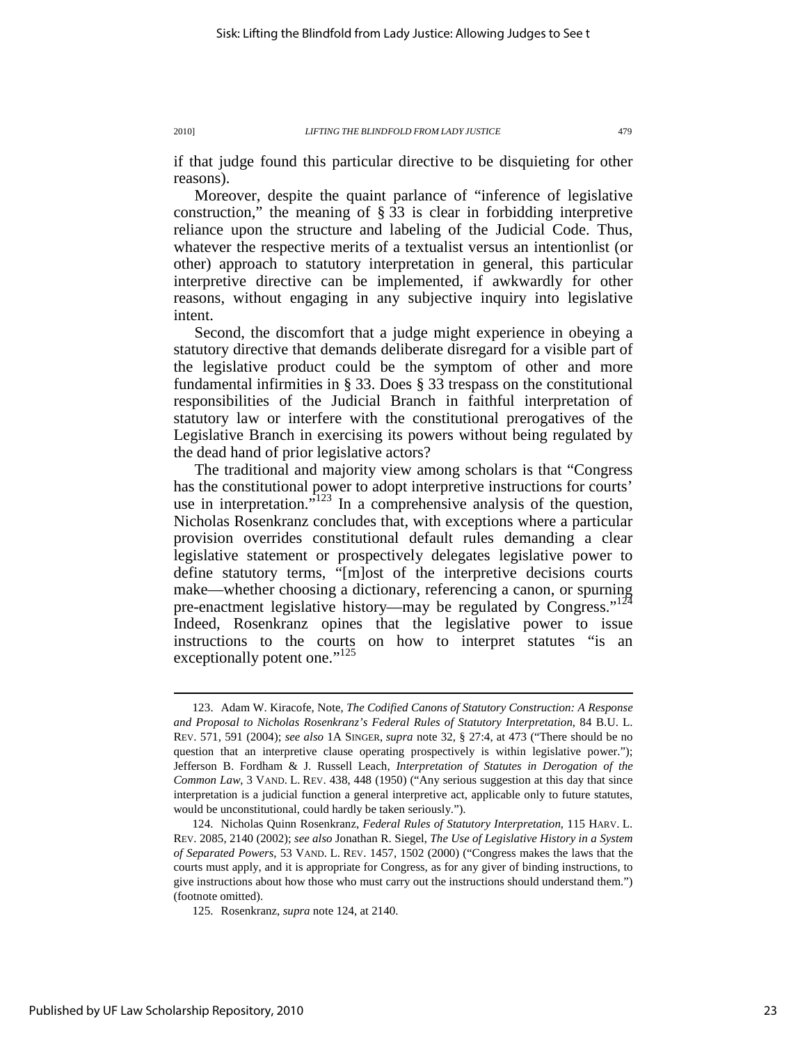if that judge found this particular directive to be disquieting for other reasons).

Moreover, despite the quaint parlance of "inference of legislative construction," the meaning of § 33 is clear in forbidding interpretive reliance upon the structure and labeling of the Judicial Code. Thus, whatever the respective merits of a textualist versus an intentionlist (or other) approach to statutory interpretation in general, this particular interpretive directive can be implemented, if awkwardly for other reasons, without engaging in any subjective inquiry into legislative intent.

Second, the discomfort that a judge might experience in obeying a statutory directive that demands deliberate disregard for a visible part of the legislative product could be the symptom of other and more fundamental infirmities in § 33. Does § 33 trespass on the constitutional responsibilities of the Judicial Branch in faithful interpretation of statutory law or interfere with the constitutional prerogatives of the Legislative Branch in exercising its powers without being regulated by the dead hand of prior legislative actors?

The traditional and majority view among scholars is that "Congress has the constitutional power to adopt interpretive instructions for courts' use in interpretation."[123] In a comprehensive analysis of the question, Nicholas Rosenkranz concludes that, with exceptions where a particular provision overrides constitutional default rules demanding a clear legislative statement or prospectively delegates legislative power to define statutory terms, "[m]ost of the interpretive decisions courts make—whether choosing a dictionary, referencing a canon, or spurning pre-enactment legislative history—may be regulated by Congress."[124] Indeed, Rosenkranz opines that the legislative power to issue instructions to the courts on how to interpret statutes "is an exceptionally potent one."[125]

---

123. Adam W. Kiracofe, Note, *The Codified Canons of Statutory Construction: A Response and Proposal to Nicholas Rosenkranz's Federal Rules of Statutory Interpretation*, 84 B.U. L. REV. 571, 591 (2004); *see also* 1A SINGER, *supra* note 32, § 27:4, at 473 ("There should be no question that an interpretive clause operating prospectively is within legislative power."); Jefferson B. Fordham & J. Russell Leach, *Interpretation of Statutes in Derogation of the Common Law*, 3 VAND. L. REV. 438, 448 (1950) ("Any serious suggestion at this day that since interpretation is a judicial function a general interpretive act, applicable only to future statutes, would be unconstitutional, could hardly be taken seriously.").

124. Nicholas Quinn Rosenkranz, *Federal Rules of Statutory Interpretation*, 115 HARV. L. REV. 2085, 2140 (2002); *see also* Jonathan R. Siegel, *The Use of Legislative History in a System of Separated Powers*, 53 VAND. L. REV. 1457, 1502 (2000) ("Congress makes the laws that the courts must apply, and it is appropriate for Congress, as for any giver of binding instructions, to give instructions about how those who must carry out the instructions should understand them.") (footnote omitted).

125. Rosenkranz, *supra* note 124, at 2140.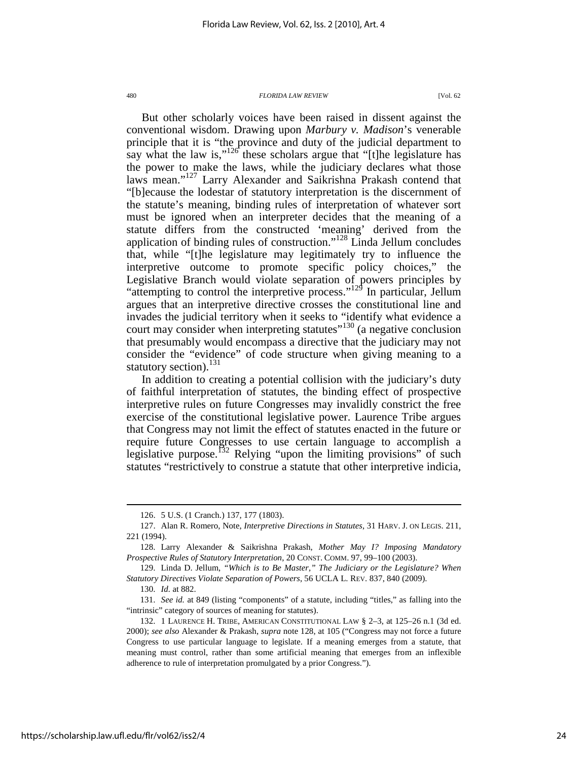But other scholarly voices have been raised in dissent against the conventional wisdom. Drawing upon *Marbury v. Madison*'s venerable principle that it is "the province and duty of the judicial department to say what the law is,"[126] these scholars argue that "[t]he legislature has the power to make the laws, while the judiciary declares what those laws mean."[127] Larry Alexander and Saikrishna Prakash contend that "[b]ecause the lodestar of statutory interpretation is the discernment of the statute's meaning, binding rules of interpretation of whatever sort must be ignored when an interpreter decides that the meaning of a statute differs from the constructed 'meaning' derived from the application of binding rules of construction."[128] Linda Jellum concludes that, while "[t]he legislature may legitimately try to influence the interpretive outcome to promote specific policy choices," the Legislative Branch would violate separation of powers principles by "attempting to control the interpretive process."[129] In particular, Jellum argues that an interpretive directive crosses the constitutional line and invades the judicial territory when it seeks to "identify what evidence a court may consider when interpreting statutes"[130] (a negative conclusion that presumably would encompass a directive that the judiciary may not consider the "evidence" of code structure when giving meaning to a statutory section).[131]

In addition to creating a potential collision with the judiciary's duty of faithful interpretation of statutes, the binding effect of prospective interpretive rules on future Congresses may invalidly constrict the free exercise of the constitutional legislative power. Laurence Tribe argues that Congress may not limit the effect of statutes enacted in the future or require future Congresses to use certain language to accomplish a legislative purpose.[132] Relying "upon the limiting provisions" of such statutes "restrictively to construe a statute that other interpretive indicia,

---

126. 5 U.S. (1 Cranch.) 137, 177 (1803).

127. Alan R. Romero, Note, *Interpretive Directions in Statutes*, 31 HARV. J. ON LEGIS. 211, 221 (1994).

128. Larry Alexander & Saikrishna Prakash, *Mother May I? Imposing Mandatory Prospective Rules of Statutory Interpretation*, 20 CONST. COMM. 97, 99–100 (2003).

129. Linda D. Jellum, *"Which is to Be Master," The Judiciary or the Legislature? When Statutory Directives Violate Separation of Powers*, 56 UCLA L. REV. 837, 840 (2009).

130. *Id.* at 882.

131. *See id.* at 849 (listing "components" of a statute, including "titles," as falling into the "intrinsic" category of sources of meaning for statutes).

132. 1 LAURENCE H. TRIBE, AMERICAN CONSTITUTIONAL LAW § 2–3, at 125–26 n.1 (3d ed. 2000); *see also* Alexander & Prakash, *supra* note 128, at 105 ("Congress may not force a future Congress to use particular language to legislate. If a meaning emerges from a statute, that meaning must control, rather than some artificial meaning that emerges from an inflexible adherence to rule of interpretation promulgated by a prior Congress.").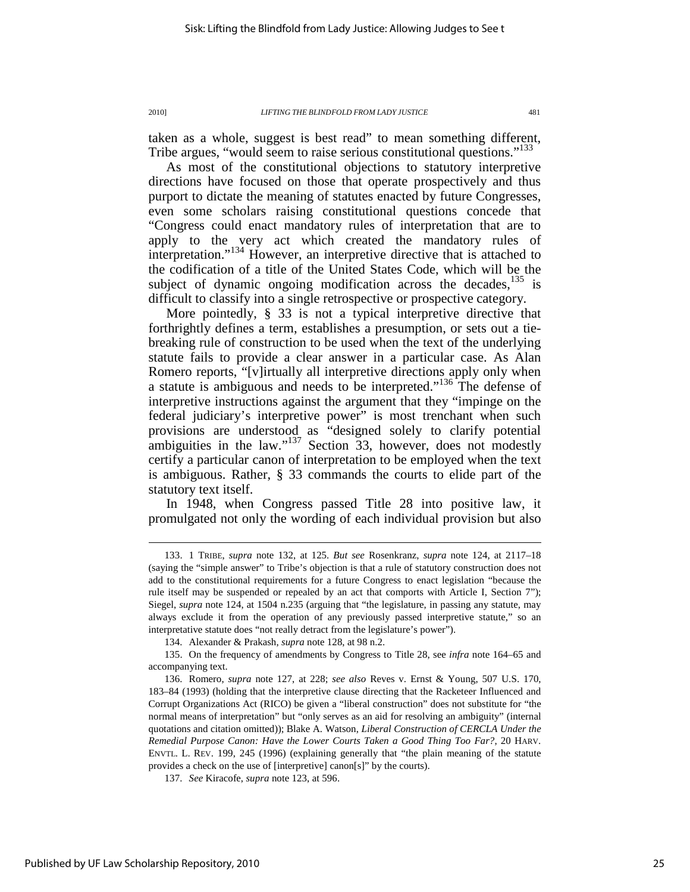taken as a whole, suggest is best read" to mean something different, Tribe argues, "would seem to raise serious constitutional questions."[133]

As most of the constitutional objections to statutory interpretive directions have focused on those that operate prospectively and thus purport to dictate the meaning of statutes enacted by future Congresses, even some scholars raising constitutional questions concede that "Congress could enact mandatory rules of interpretation that are to apply to the very act which created the mandatory rules of interpretation."[134] However, an interpretive directive that is attached to the codification of a title of the United States Code, which will be the subject of dynamic ongoing modification across the decades,[135] is difficult to classify into a single retrospective or prospective category.

More pointedly, § 33 is not a typical interpretive directive that forthrightly defines a term, establishes a presumption, or sets out a tie-breaking rule of construction to be used when the text of the underlying statute fails to provide a clear answer in a particular case. As Alan Romero reports, "[v]irtually all interpretive directions apply only when a statute is ambiguous and needs to be interpreted."[136] The defense of interpretive instructions against the argument that they "impinge on the federal judiciary's interpretive power" is most trenchant when such provisions are understood as "designed solely to clarify potential ambiguities in the law."[137] Section 33, however, does not modestly certify a particular canon of interpretation to be employed when the text is ambiguous. Rather, § 33 commands the courts to elide part of the statutory text itself.

In 1948, when Congress passed Title 28 into positive law, it promulgated not only the wording of each individual provision but also

---

133. 1 TRIBE, *supra* note 132, at 125. *But see* Rosenkranz, *supra* note 124, at 2117–18 (saying the "simple answer" to Tribe's objection is that a rule of statutory construction does not add to the constitutional requirements for a future Congress to enact legislation "because the rule itself may be suspended or repealed by an act that comports with Article I, Section 7"); Siegel, *supra* note 124, at 1504 n.235 (arguing that "the legislature, in passing any statute, may always exclude it from the operation of any previously passed interpretive statute," so an interpretative statute does "not really detract from the legislature's power").

134. Alexander & Prakash, *supra* note 128, at 98 n.2.

135. On the frequency of amendments by Congress to Title 28, see *infra* note 164–65 and accompanying text.

136. Romero, *supra* note 127, at 228; *see also* Reves v. Ernst & Young, 507 U.S. 170, 183–84 (1993) (holding that the interpretive clause directing that the Racketeer Influenced and Corrupt Organizations Act (RICO) be given a "liberal construction" does not substitute for "the normal means of interpretation" but "only serves as an aid for resolving an ambiguity" (internal quotations and citation omitted)); Blake A. Watson, *Liberal Construction of CERCLA Under the Remedial Purpose Canon: Have the Lower Courts Taken a Good Thing Too Far?*, 20 HARV. ENVTL. L. REV. 199, 245 (1996) (explaining generally that "the plain meaning of the statute provides a check on the use of [interpretive] canon[s]" by the courts).

137. *See* Kiracofe, *supra* note 123, at 596.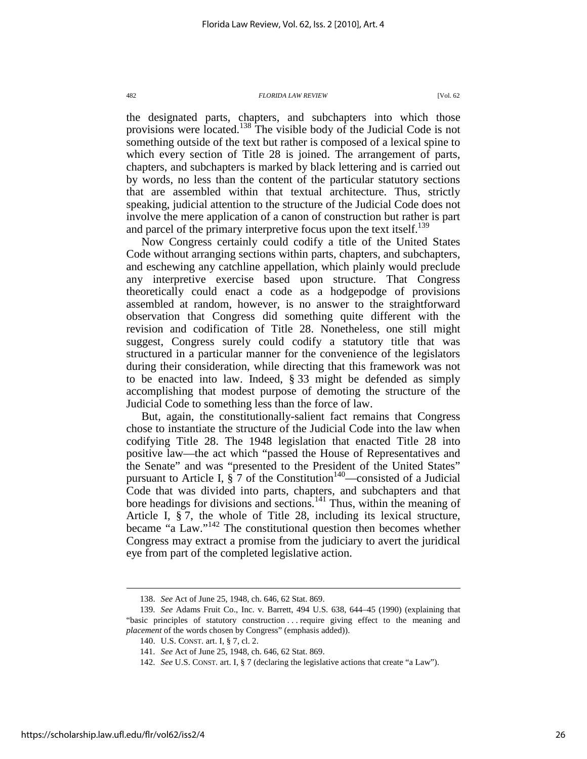the designated parts, chapters, and subchapters into which those provisions were located.[138] The visible body of the Judicial Code is not something outside of the text but rather is composed of a lexical spine to which every section of Title 28 is joined. The arrangement of parts, chapters, and subchapters is marked by black lettering and is carried out by words, no less than the content of the particular statutory sections that are assembled within that textual architecture. Thus, strictly speaking, judicial attention to the structure of the Judicial Code does not involve the mere application of a canon of construction but rather is part and parcel of the primary interpretive focus upon the text itself.[139]

Now Congress certainly could codify a title of the United States Code without arranging sections within parts, chapters, and subchapters, and eschewing any catchline appellation, which plainly would preclude any interpretive exercise based upon structure. That Congress theoretically could enact a code as a hodgepodge of provisions assembled at random, however, is no answer to the straightforward observation that Congress did something quite different with the revision and codification of Title 28. Nonetheless, one still might suggest, Congress surely could codify a statutory title that was structured in a particular manner for the convenience of the legislators during their consideration, while directing that this framework was not to be enacted into law. Indeed, § 33 might be defended as simply accomplishing that modest purpose of demoting the structure of the Judicial Code to something less than the force of law.

But, again, the constitutionally-salient fact remains that Congress chose to instantiate the structure of the Judicial Code into the law when codifying Title 28. The 1948 legislation that enacted Title 28 into positive law—the act which "passed the House of Representatives and the Senate" and was "presented to the President of the United States" pursuant to Article I, § 7 of the Constitution[140]—consisted of a Judicial Code that was divided into parts, chapters, and subchapters and that bore headings for divisions and sections.[141] Thus, within the meaning of Article I, § 7, the whole of Title 28, including its lexical structure, became "a Law."[142] The constitutional question then becomes whether Congress may extract a promise from the judiciary to avert the juridical eye from part of the completed legislative action.

---

138. *See* Act of June 25, 1948, ch. 646, 62 Stat. 869.

139. *See* Adams Fruit Co., Inc. v. Barrett, 494 U.S. 638, 644–45 (1990) (explaining that "basic principles of statutory construction . . . require giving effect to the meaning and *placement* of the words chosen by Congress" (emphasis added)).

140. U.S. CONST. art. I, § 7, cl. 2.

141. *See* Act of June 25, 1948, ch. 646, 62 Stat. 869.

142. *See* U.S. CONST. art. I, § 7 (declaring the legislative actions that create "a Law").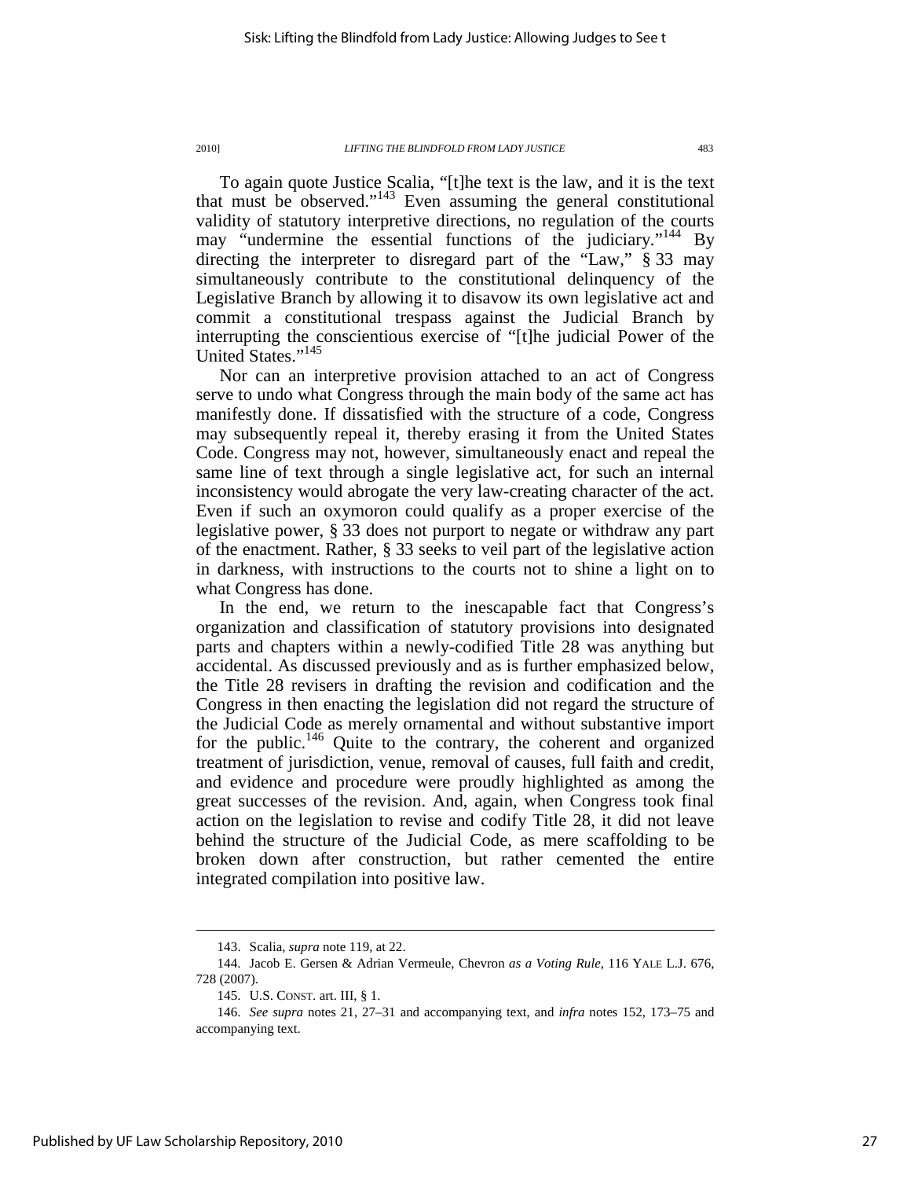To again quote Justice Scalia, "[t]he text is the law, and it is the text that must be observed."[143] Even assuming the general constitutional validity of statutory interpretive directions, no regulation of the courts may "undermine the essential functions of the judiciary."[144] By directing the interpreter to disregard part of the "Law," § 33 may simultaneously contribute to the constitutional delinquency of the Legislative Branch by allowing it to disavow its own legislative act and commit a constitutional trespass against the Judicial Branch by interrupting the conscientious exercise of "[t]he judicial Power of the United States."[145]

Nor can an interpretive provision attached to an act of Congress serve to undo what Congress through the main body of the same act has manifestly done. If dissatisfied with the structure of a code, Congress may subsequently repeal it, thereby erasing it from the United States Code. Congress may not, however, simultaneously enact and repeal the same line of text through a single legislative act, for such an internal inconsistency would abrogate the very law-creating character of the act. Even if such an oxymoron could qualify as a proper exercise of the legislative power, § 33 does not purport to negate or withdraw any part of the enactment. Rather, § 33 seeks to veil part of the legislative action in darkness, with instructions to the courts not to shine a light on to what Congress has done.

In the end, we return to the inescapable fact that Congress's organization and classification of statutory provisions into designated parts and chapters within a newly-codified Title 28 was anything but accidental. As discussed previously and as is further emphasized below, the Title 28 revisers in drafting the revision and codification and the Congress in then enacting the legislation did not regard the structure of the Judicial Code as merely ornamental and without substantive import for the public.[146] Quite to the contrary, the coherent and organized treatment of jurisdiction, venue, removal of causes, full faith and credit, and evidence and procedure were proudly highlighted as among the great successes of the revision. And, again, when Congress took final action on the legislation to revise and codify Title 28, it did not leave behind the structure of the Judicial Code, as mere scaffolding to be broken down after construction, but rather cemented the entire integrated compilation into positive law.

---

143. Scalia, *supra* note 119, at 22.

144. Jacob E. Gersen & Adrian Vermeule, Chevron *as a Voting Rule*, 116 YALE L.J. 676, 728 (2007).

145. U.S. CONST. art. III, § 1.

146. *See supra* notes 21, 27–31 and accompanying text, and *infra* notes 152, 173–75 and accompanying text.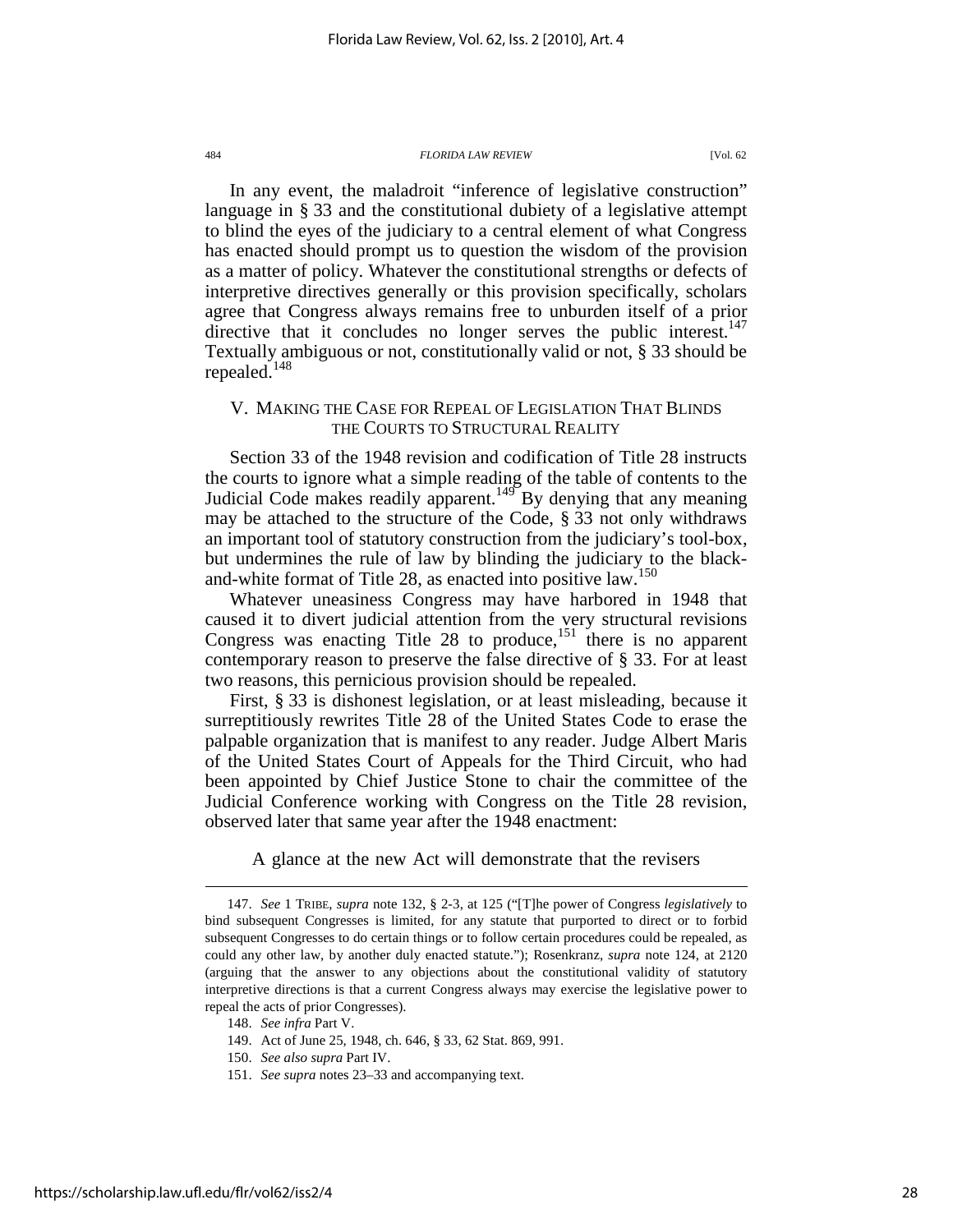In any event, the maladroit "inference of legislative construction" language in § 33 and the constitutional dubiety of a legislative attempt to blind the eyes of the judiciary to a central element of what Congress has enacted should prompt us to question the wisdom of the provision as a matter of policy. Whatever the constitutional strengths or defects of interpretive directives generally or this provision specifically, scholars agree that Congress always remains free to unburden itself of a prior directive that it concludes no longer serves the public interest.[147] Textually ambiguous or not, constitutionally valid or not, § 33 should be repealed.[148]

## V. MAKING THE CASE FOR REPEAL OF LEGISLATION THAT BLINDS THE COURTS TO STRUCTURAL REALITY

Section 33 of the 1948 revision and codification of Title 28 instructs the courts to ignore what a simple reading of the table of contents to the Judicial Code makes readily apparent.[149] By denying that any meaning may be attached to the structure of the Code, § 33 not only withdraws an important tool of statutory construction from the judiciary's tool-box, but undermines the rule of law by blinding the judiciary to the black-and-white format of Title 28, as enacted into positive law.[150]

Whatever uneasiness Congress may have harbored in 1948 that caused it to divert judicial attention from the very structural revisions Congress was enacting Title 28 to produce,[151] there is no apparent contemporary reason to preserve the false directive of § 33. For at least two reasons, this pernicious provision should be repealed.

First, § 33 is dishonest legislation, or at least misleading, because it surreptitiously rewrites Title 28 of the United States Code to erase the palpable organization that is manifest to any reader. Judge Albert Maris of the United States Court of Appeals for the Third Circuit, who had been appointed by Chief Justice Stone to chair the committee of the Judicial Conference working with Congress on the Title 28 revision, observed later that same year after the 1948 enactment:

> A glance at the new Act will demonstrate that the revisers

---

147. *See* 1 TRIBE, *supra* note 132, § 2-3, at 125 ("[T]he power of Congress *legislatively* to bind subsequent Congresses is limited, for any statute that purported to direct or to forbid subsequent Congresses to do certain things or to follow certain procedures could be repealed, as could any other law, by another duly enacted statute."); Rosenkranz, *supra* note 124, at 2120 (arguing that the answer to any objections about the constitutional validity of statutory interpretive directions is that a current Congress always may exercise the legislative power to repeal the acts of prior Congresses).

148. *See infra* Part V.

149. Act of June 25, 1948, ch. 646, § 33, 62 Stat. 869, 991.

150. *See also supra* Part IV.

151. *See supra* notes 23–33 and accompanying text.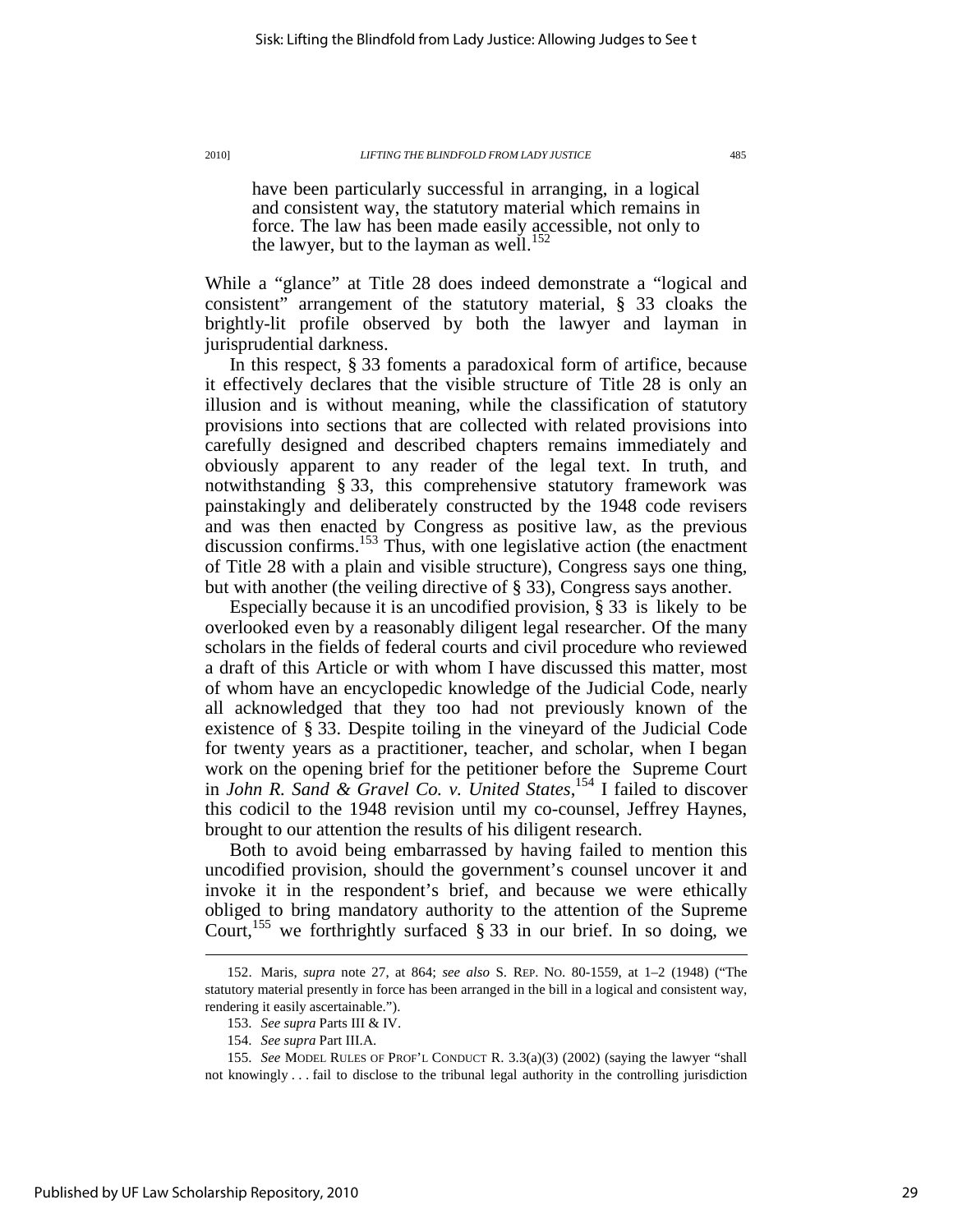> have been particularly successful in arranging, in a logical and consistent way, the statutory material which remains in force. The law has been made easily accessible, not only to the lawyer, but to the layman as well.[152]

While a "glance" at Title 28 does indeed demonstrate a "logical and consistent" arrangement of the statutory material, § 33 cloaks the brightly-lit profile observed by both the lawyer and layman in jurisprudential darkness.

In this respect, § 33 foments a paradoxical form of artifice, because it effectively declares that the visible structure of Title 28 is only an illusion and is without meaning, while the classification of statutory provisions into sections that are collected with related provisions into carefully designed and described chapters remains immediately and obviously apparent to any reader of the legal text. In truth, and notwithstanding § 33, this comprehensive statutory framework was painstakingly and deliberately constructed by the 1948 code revisers and was then enacted by Congress as positive law, as the previous discussion confirms.[153] Thus, with one legislative action (the enactment of Title 28 with a plain and visible structure), Congress says one thing, but with another (the veiling directive of § 33), Congress says another.

Especially because it is an uncodified provision, § 33 is likely to be overlooked even by a reasonably diligent legal researcher. Of the many scholars in the fields of federal courts and civil procedure who reviewed a draft of this Article or with whom I have discussed this matter, most of whom have an encyclopedic knowledge of the Judicial Code, nearly all acknowledged that they too had not previously known of the existence of § 33. Despite toiling in the vineyard of the Judicial Code for twenty years as a practitioner, teacher, and scholar, when I began work on the opening brief for the petitioner before the Supreme Court in *John R. Sand & Gravel Co. v. United States*,[154] I failed to discover this codicil to the 1948 revision until my co-counsel, Jeffrey Haynes, brought to our attention the results of his diligent research.

Both to avoid being embarrassed by having failed to mention this uncodified provision, should the government's counsel uncover it and invoke it in the respondent's brief, and because we were ethically obliged to bring mandatory authority to the attention of the Supreme Court,[155] we forthrightly surfaced § 33 in our brief. In so doing, we

---

152. Maris, *supra* note 27, at 864; *see also* S. REP. NO. 80-1559, at 1–2 (1948) ("The statutory material presently in force has been arranged in the bill in a logical and consistent way, rendering it easily ascertainable.").

153. *See supra* Parts III & IV.

154. *See supra* Part III.A.

155. *See* MODEL RULES OF PROF'L CONDUCT R. 3.3(a)(3) (2002) (saying the lawyer "shall not knowingly . . . fail to disclose to the tribunal legal authority in the controlling jurisdiction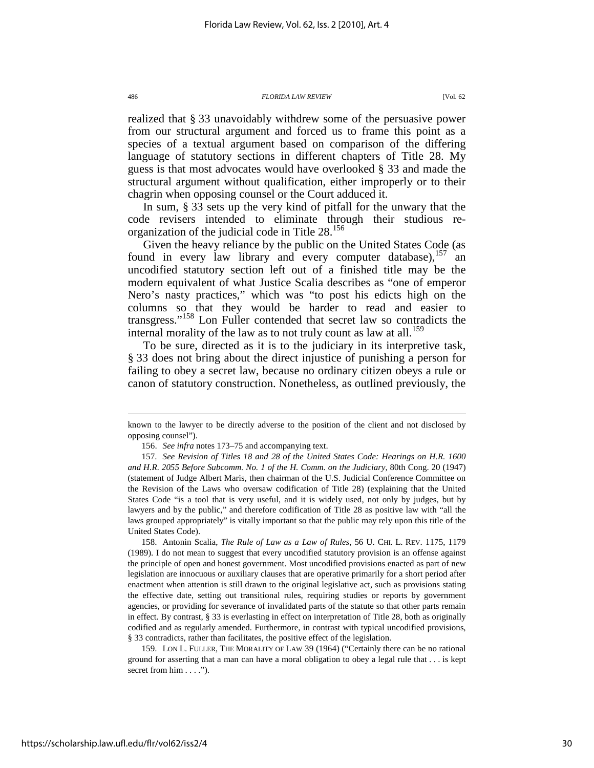realized that § 33 unavoidably withdrew some of the persuasive power from our structural argument and forced us to frame this point as a species of a textual argument based on comparison of the differing language of statutory sections in different chapters of Title 28. My guess is that most advocates would have overlooked § 33 and made the structural argument without qualification, either improperly or to their chagrin when opposing counsel or the Court adduced it.

In sum, § 33 sets up the very kind of pitfall for the unwary that the code revisers intended to eliminate through their studious re-organization of the judicial code in Title 28.[156]

Given the heavy reliance by the public on the United States Code (as found in every law library and every computer database),[157] an uncodified statutory section left out of a finished title may be the modern equivalent of what Justice Scalia describes as "one of emperor Nero's nasty practices," which was "to post his edicts high on the columns so that they would be harder to read and easier to transgress."[158] Lon Fuller contended that secret law so contradicts the internal morality of the law as to not truly count as law at all.[159]

To be sure, directed as it is to the judiciary in its interpretive task, § 33 does not bring about the direct injustice of punishing a person for failing to obey a secret law, because no ordinary citizen obeys a rule or canon of statutory construction. Nonetheless, as outlined previously, the

---

known to the lawyer to be directly adverse to the position of the client and not disclosed by opposing counsel").

156. *See infra* notes 173–75 and accompanying text.

157. *See Revision of Titles 18 and 28 of the United States Code: Hearings on H.R. 1600 and H.R. 2055 Before Subcomm. No. 1 of the H. Comm. on the Judiciary*, 80th Cong. 20 (1947) (statement of Judge Albert Maris, then chairman of the U.S. Judicial Conference Committee on the Revision of the Laws who oversaw codification of Title 28) (explaining that the United States Code "is a tool that is very useful, and it is widely used, not only by judges, but by lawyers and by the public," and therefore codification of Title 28 as positive law with "all the laws grouped appropriately" is vitally important so that the public may rely upon this title of the United States Code).

158. Antonin Scalia, *The Rule of Law as a Law of Rules*, 56 U. CHI. L. REV. 1175, 1179 (1989). I do not mean to suggest that every uncodified statutory provision is an offense against the principle of open and honest government. Most uncodified provisions enacted as part of new legislation are innocuous or auxiliary clauses that are operative primarily for a short period after enactment when attention is still drawn to the original legislative act, such as provisions stating the effective date, setting out transitional rules, requiring studies or reports by government agencies, or providing for severance of invalidated parts of the statute so that other parts remain in effect. By contrast, § 33 is everlasting in effect on interpretation of Title 28, both as originally codified and as regularly amended. Furthermore, in contrast with typical uncodified provisions, § 33 contradicts, rather than facilitates, the positive effect of the legislation.

159. LON L. FULLER, THE MORALITY OF LAW 39 (1964) ("Certainly there can be no rational ground for asserting that a man can have a moral obligation to obey a legal rule that . . . is kept secret from him . . . .").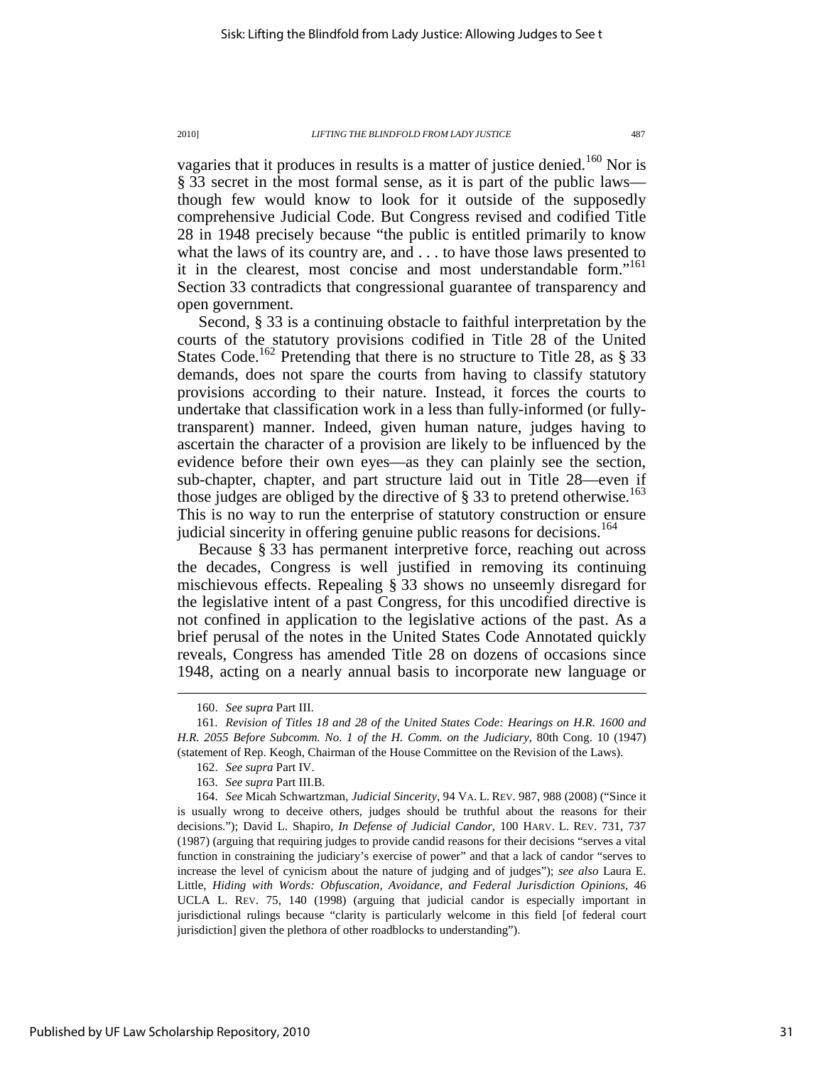vagaries that it produces in results is a matter of justice denied.[160] Nor is § 33 secret in the most formal sense, as it is part of the public laws—though few would know to look for it outside of the supposedly comprehensive Judicial Code. But Congress revised and codified Title 28 in 1948 precisely because "the public is entitled primarily to know what the laws of its country are, and . . . to have those laws presented to it in the clearest, most concise and most understandable form."[161] Section 33 contradicts that congressional guarantee of transparency and open government.

Second, § 33 is a continuing obstacle to faithful interpretation by the courts of the statutory provisions codified in Title 28 of the United States Code.[162] Pretending that there is no structure to Title 28, as § 33 demands, does not spare the courts from having to classify statutory provisions according to their nature. Instead, it forces the courts to undertake that classification work in a less than fully-informed (or fully-transparent) manner. Indeed, given human nature, judges having to ascertain the character of a provision are likely to be influenced by the evidence before their own eyes—as they can plainly see the section, sub-chapter, chapter, and part structure laid out in Title 28—even if those judges are obliged by the directive of § 33 to pretend otherwise.[163] This is no way to run the enterprise of statutory construction or ensure judicial sincerity in offering genuine public reasons for decisions.[164]

Because § 33 has permanent interpretive force, reaching out across the decades, Congress is well justified in removing its continuing mischievous effects. Repealing § 33 shows no unseemly disregard for the legislative intent of a past Congress, for this uncodified directive is not confined in application to the legislative actions of the past. As a brief perusal of the notes in the United States Code Annotated quickly reveals, Congress has amended Title 28 on dozens of occasions since 1948, acting on a nearly annual basis to incorporate new language or

---

160. *See supra* Part III.

161. *Revision of Titles 18 and 28 of the United States Code: Hearings on H.R. 1600 and H.R. 2055 Before Subcomm. No. 1 of the H. Comm. on the Judiciary*, 80th Cong. 10 (1947) (statement of Rep. Keogh, Chairman of the House Committee on the Revision of the Laws).

162. *See supra* Part IV.

163. *See supra* Part III.B.

164. *See* Micah Schwartzman, *Judicial Sincerity*, 94 VA. L. REV. 987, 988 (2008) ("Since it is usually wrong to deceive others, judges should be truthful about the reasons for their decisions."); David L. Shapiro, *In Defense of Judicial Candor*, 100 HARV. L. REV. 731, 737 (1987) (arguing that requiring judges to provide candid reasons for their decisions "serves a vital function in constraining the judiciary's exercise of power" and that a lack of candor "serves to increase the level of cynicism about the nature of judging and of judges"); *see also* Laura E. Little, *Hiding with Words: Obfuscation, Avoidance, and Federal Jurisdiction Opinions*, 46 UCLA L. REV. 75, 140 (1998) (arguing that judicial candor is especially important in jurisdictional rulings because "clarity is particularly welcome in this field [of federal court jurisdiction] given the plethora of other roadblocks to understanding").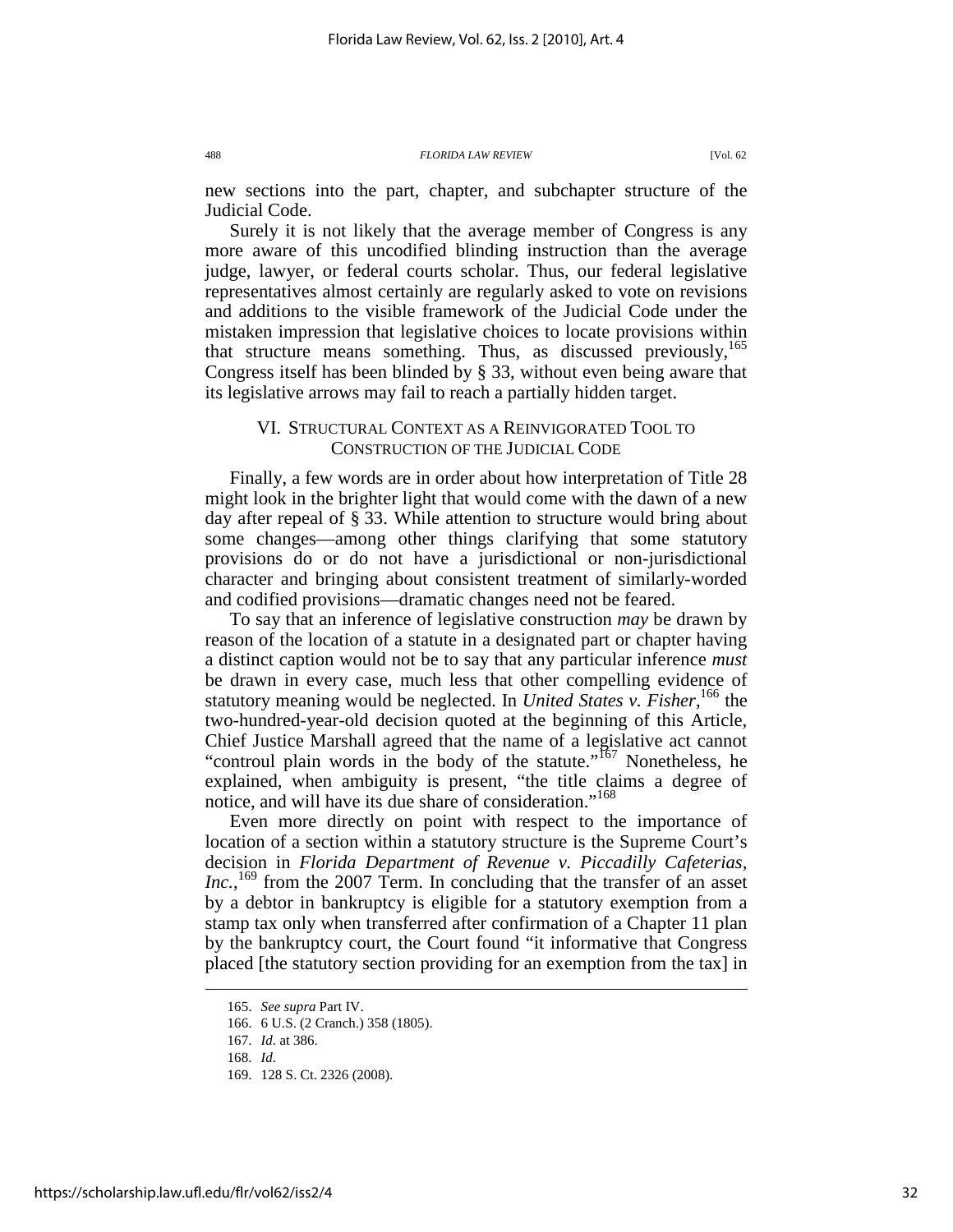new sections into the part, chapter, and subchapter structure of the Judicial Code.

Surely it is not likely that the average member of Congress is any more aware of this uncodified blinding instruction than the average judge, lawyer, or federal courts scholar. Thus, our federal legislative representatives almost certainly are regularly asked to vote on revisions and additions to the visible framework of the Judicial Code under the mistaken impression that legislative choices to locate provisions within that structure means something. Thus, as discussed previously,[165] Congress itself has been blinded by § 33, without even being aware that its legislative arrows may fail to reach a partially hidden target.

## VI. STRUCTURAL CONTEXT AS A REINVIGORATED TOOL TO CONSTRUCTION OF THE JUDICIAL CODE

Finally, a few words are in order about how interpretation of Title 28 might look in the brighter light that would come with the dawn of a new day after repeal of § 33. While attention to structure would bring about some changes—among other things clarifying that some statutory provisions do or do not have a jurisdictional or non-jurisdictional character and bringing about consistent treatment of similarly-worded and codified provisions—dramatic changes need not be feared.

To say that an inference of legislative construction *may* be drawn by reason of the location of a statute in a designated part or chapter having a distinct caption would not be to say that any particular inference *must* be drawn in every case, much less that other compelling evidence of statutory meaning would be neglected. In *United States v. Fisher*,[166] the two-hundred-year-old decision quoted at the beginning of this Article, Chief Justice Marshall agreed that the name of a legislative act cannot "controul plain words in the body of the statute."[167] Nonetheless, he explained, when ambiguity is present, "the title claims a degree of notice, and will have its due share of consideration."[168]

Even more directly on point with respect to the importance of location of a section within a statutory structure is the Supreme Court's decision in *Florida Department of Revenue v. Piccadilly Cafeterias, Inc.*,[169] from the 2007 Term. In concluding that the transfer of an asset by a debtor in bankruptcy is eligible for a statutory exemption from a stamp tax only when transferred after confirmation of a Chapter 11 plan by the bankruptcy court, the Court found "it informative that Congress placed [the statutory section providing for an exemption from the tax] in

---

165. *See supra* Part IV.

166. 6 U.S. (2 Cranch.) 358 (1805).

167. *Id.* at 386.

168. *Id.*

169. 128 S. Ct. 2326 (2008).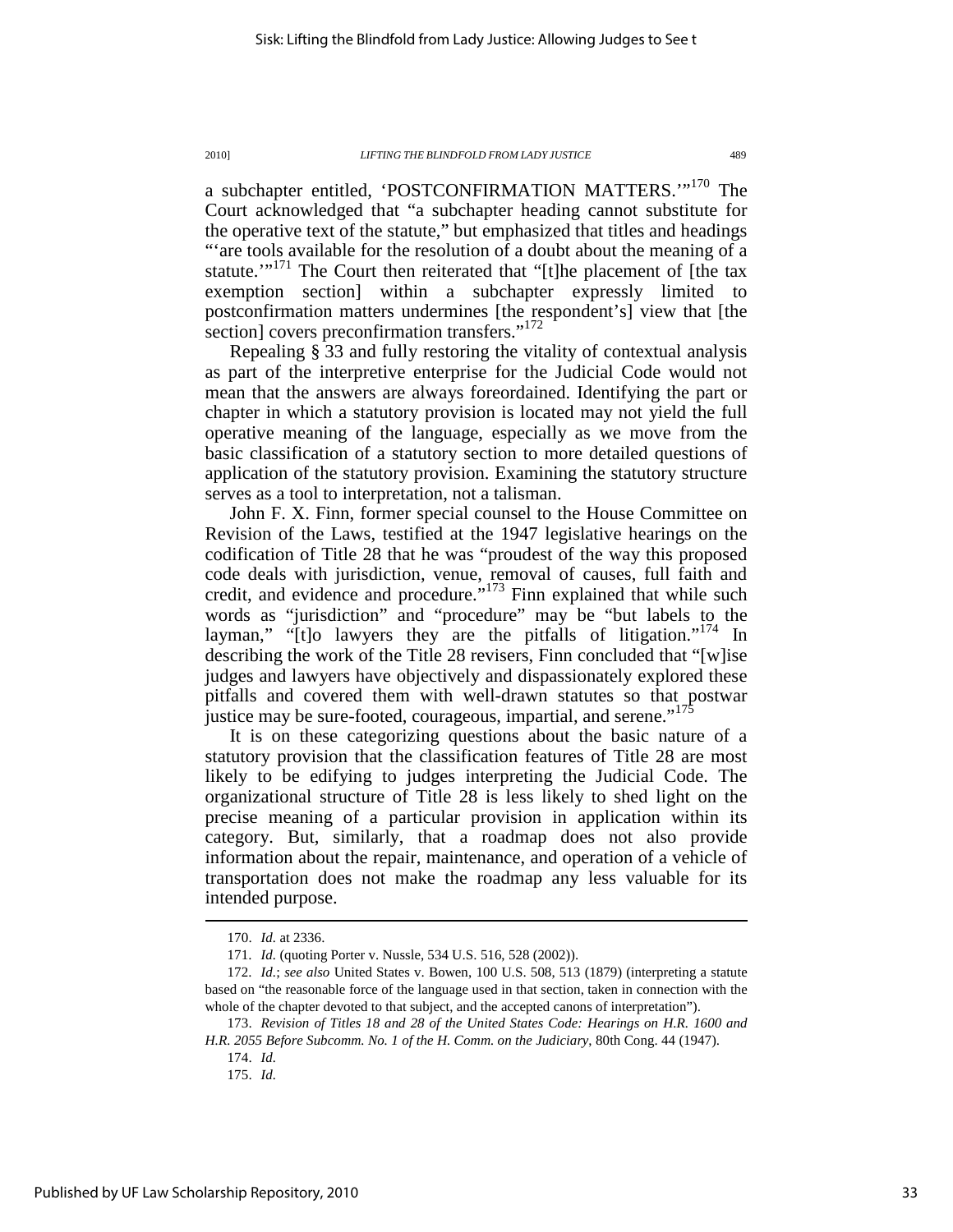a subchapter entitled, 'POSTCONFIRMATION MATTERS.'"[170] The Court acknowledged that "a subchapter heading cannot substitute for the operative text of the statute," but emphasized that titles and headings "'are tools available for the resolution of a doubt about the meaning of a statute.'"[171] The Court then reiterated that "[t]he placement of [the tax exemption section] within a subchapter expressly limited to postconfirmation matters undermines [the respondent's] view that [the section] covers preconfirmation transfers."[172]

Repealing § 33 and fully restoring the vitality of contextual analysis as part of the interpretive enterprise for the Judicial Code would not mean that the answers are always foreordained. Identifying the part or chapter in which a statutory provision is located may not yield the full operative meaning of the language, especially as we move from the basic classification of a statutory section to more detailed questions of application of the statutory provision. Examining the statutory structure serves as a tool to interpretation, not a talisman.

John F. X. Finn, former special counsel to the House Committee on Revision of the Laws, testified at the 1947 legislative hearings on the codification of Title 28 that he was "proudest of the way this proposed code deals with jurisdiction, venue, removal of causes, full faith and credit, and evidence and procedure."[173] Finn explained that while such words as "jurisdiction" and "procedure" may be "but labels to the layman," "[t]o lawyers they are the pitfalls of litigation."[174] In describing the work of the Title 28 revisers, Finn concluded that "[w]ise judges and lawyers have objectively and dispassionately explored these pitfalls and covered them with well-drawn statutes so that postwar justice may be sure-footed, courageous, impartial, and serene."[175]

It is on these categorizing questions about the basic nature of a statutory provision that the classification features of Title 28 are most likely to be edifying to judges interpreting the Judicial Code. The organizational structure of Title 28 is less likely to shed light on the precise meaning of a particular provision in application within its category. But, similarly, that a roadmap does not also provide information about the repair, maintenance, and operation of a vehicle of transportation does not make the roadmap any less valuable for its intended purpose.

---

170. *Id.* at 2336.

171. *Id.* (quoting Porter v. Nussle, 534 U.S. 516, 528 (2002)).

172. *Id.*; *see also* United States v. Bowen, 100 U.S. 508, 513 (1879) (interpreting a statute based on "the reasonable force of the language used in that section, taken in connection with the whole of the chapter devoted to that subject, and the accepted canons of interpretation").

173. *Revision of Titles 18 and 28 of the United States Code: Hearings on H.R. 1600 and H.R. 2055 Before Subcomm. No. 1 of the H. Comm. on the Judiciary*, 80th Cong. 44 (1947).

174. *Id.*

175. *Id.*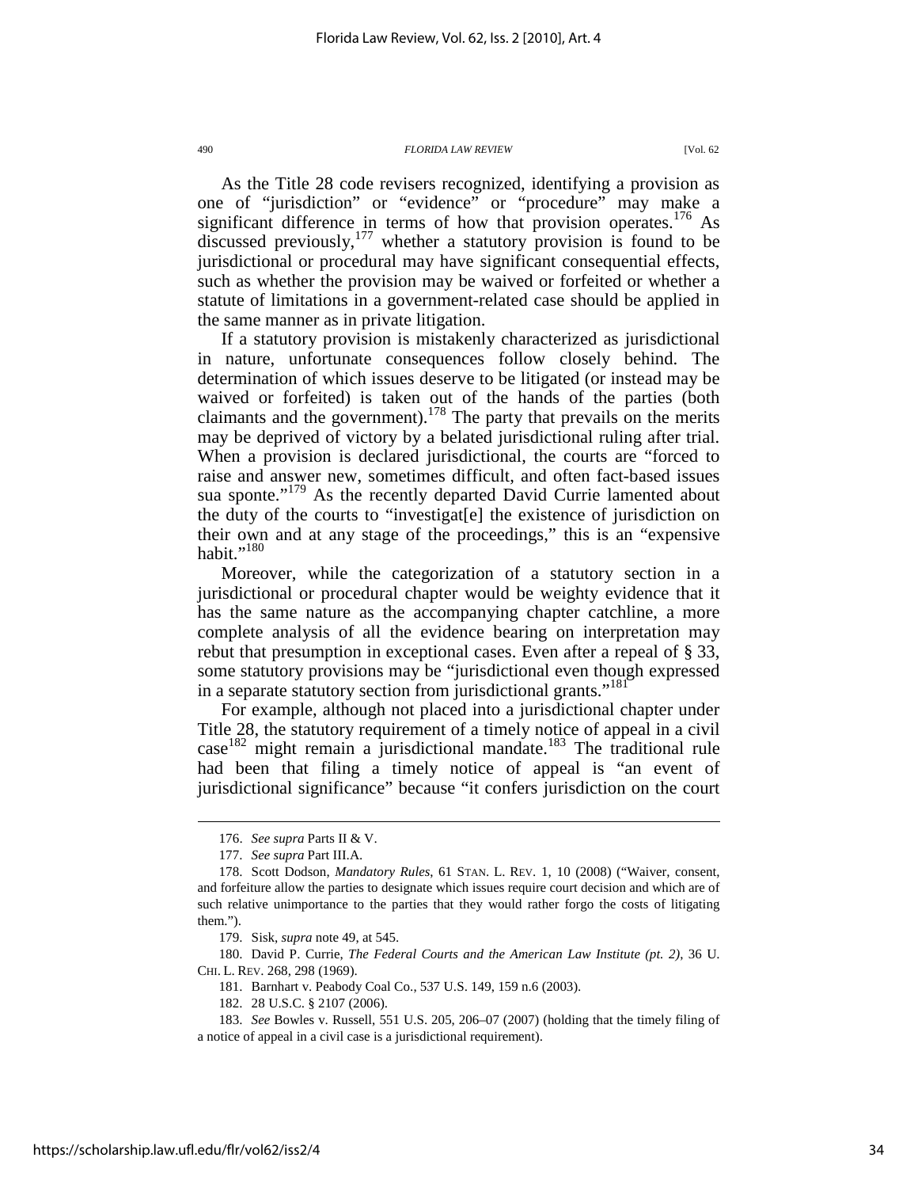As the Title 28 code revisers recognized, identifying a provision as one of "jurisdiction" or "evidence" or "procedure" may make a significant difference in terms of how that provision operates.[176] As discussed previously,[177] whether a statutory provision is found to be jurisdictional or procedural may have significant consequential effects, such as whether the provision may be waived or forfeited or whether a statute of limitations in a government-related case should be applied in the same manner as in private litigation.

If a statutory provision is mistakenly characterized as jurisdictional in nature, unfortunate consequences follow closely behind. The determination of which issues deserve to be litigated (or instead may be waived or forfeited) is taken out of the hands of the parties (both claimants and the government).[178] The party that prevails on the merits may be deprived of victory by a belated jurisdictional ruling after trial. When a provision is declared jurisdictional, the courts are "forced to raise and answer new, sometimes difficult, and often fact-based issues sua sponte."[179] As the recently departed David Currie lamented about the duty of the courts to "investigat[e] the existence of jurisdiction on their own and at any stage of the proceedings," this is an "expensive habit."[180]

Moreover, while the categorization of a statutory section in a jurisdictional or procedural chapter would be weighty evidence that it has the same nature as the accompanying chapter catchline, a more complete analysis of all the evidence bearing on interpretation may rebut that presumption in exceptional cases. Even after a repeal of § 33, some statutory provisions may be "jurisdictional even though expressed in a separate statutory section from jurisdictional grants."[181]

For example, although not placed into a jurisdictional chapter under Title 28, the statutory requirement of a timely notice of appeal in a civil case[182] might remain a jurisdictional mandate.[183] The traditional rule had been that filing a timely notice of appeal is "an event of jurisdictional significance" because "it confers jurisdiction on the court

---

176. *See supra* Parts II & V.

177. *See supra* Part III.A.

178. Scott Dodson, *Mandatory Rules*, 61 STAN. L. REV. 1, 10 (2008) ("Waiver, consent, and forfeiture allow the parties to designate which issues require court decision and which are of such relative unimportance to the parties that they would rather forgo the costs of litigating them.").

179. Sisk, *supra* note 49, at 545.

180. David P. Currie, *The Federal Courts and the American Law Institute (pt. 2)*, 36 U. CHI. L. REV. 268, 298 (1969).

181. Barnhart v. Peabody Coal Co., 537 U.S. 149, 159 n.6 (2003).

182. 28 U.S.C. § 2107 (2006).

183. *See* Bowles v. Russell, 551 U.S. 205, 206–07 (2007) (holding that the timely filing of a notice of appeal in a civil case is a jurisdictional requirement).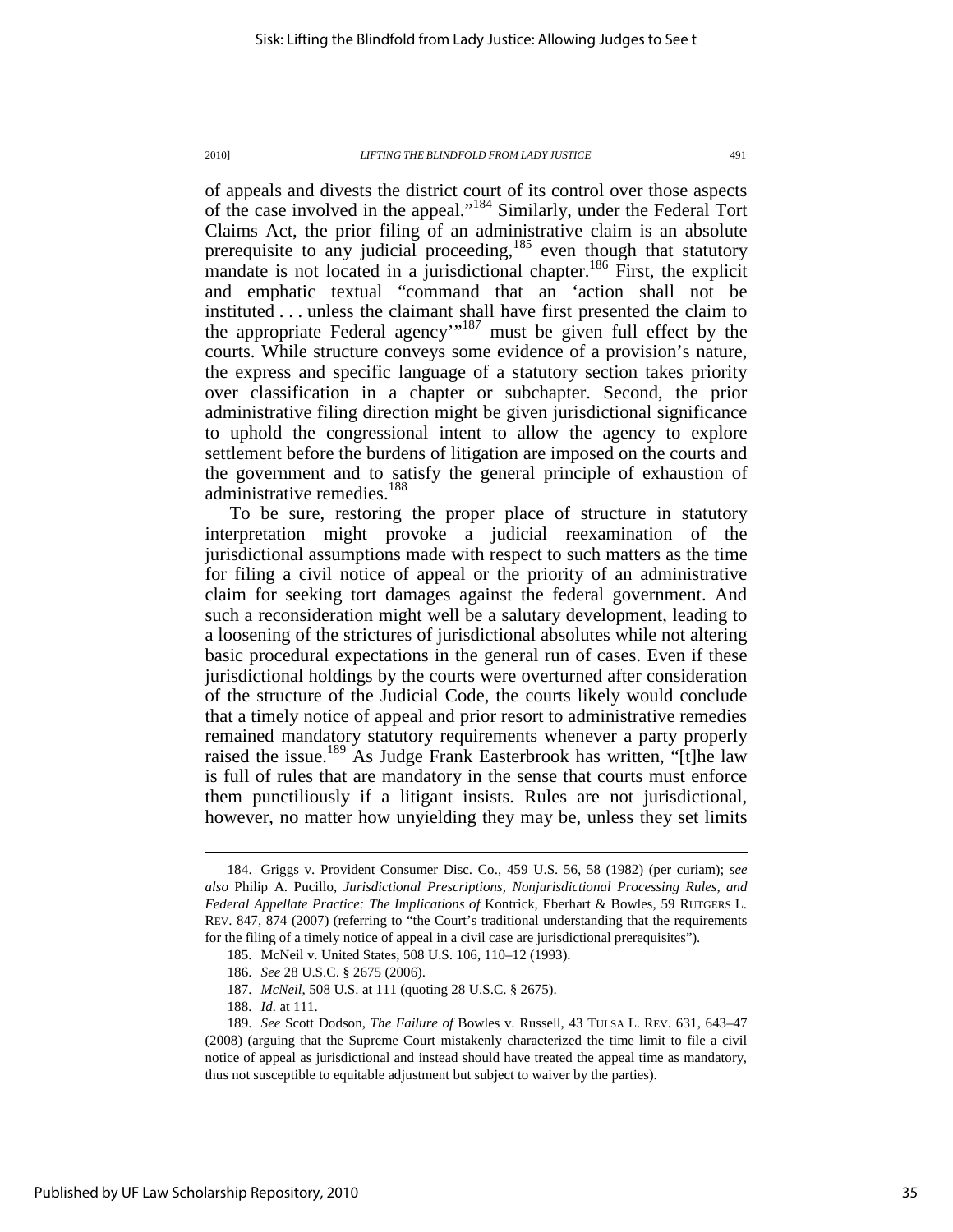of appeals and divests the district court of its control over those aspects of the case involved in the appeal."[184] Similarly, under the Federal Tort Claims Act, the prior filing of an administrative claim is an absolute prerequisite to any judicial proceeding,[185] even though that statutory mandate is not located in a jurisdictional chapter.[186] First, the explicit and emphatic textual "command that an 'action shall not be instituted . . . unless the claimant shall have first presented the claim to the appropriate Federal agency'"[187] must be given full effect by the courts. While structure conveys some evidence of a provision's nature, the express and specific language of a statutory section takes priority over classification in a chapter or subchapter. Second, the prior administrative filing direction might be given jurisdictional significance to uphold the congressional intent to allow the agency to explore settlement before the burdens of litigation are imposed on the courts and the government and to satisfy the general principle of exhaustion of administrative remedies.[188]

To be sure, restoring the proper place of structure in statutory interpretation might provoke a judicial reexamination of the jurisdictional assumptions made with respect to such matters as the time for filing a civil notice of appeal or the priority of an administrative claim for seeking tort damages against the federal government. And such a reconsideration might well be a salutary development, leading to a loosening of the strictures of jurisdictional absolutes while not altering basic procedural expectations in the general run of cases. Even if these jurisdictional holdings by the courts were overturned after consideration of the structure of the Judicial Code, the courts likely would conclude that a timely notice of appeal and prior resort to administrative remedies remained mandatory statutory requirements whenever a party properly raised the issue.[189] As Judge Frank Easterbrook has written, "[t]he law is full of rules that are mandatory in the sense that courts must enforce them punctiliously if a litigant insists. Rules are not jurisdictional, however, no matter how unyielding they may be, unless they set limits

---

184. Griggs v. Provident Consumer Disc. Co., 459 U.S. 56, 58 (1982) (per curiam); *see also* Philip A. Pucillo, *Jurisdictional Prescriptions, Nonjurisdictional Processing Rules, and Federal Appellate Practice: The Implications of* Kontrick, Eberhart & Bowles, 59 RUTGERS L. REV. 847, 874 (2007) (referring to "the Court's traditional understanding that the requirements for the filing of a timely notice of appeal in a civil case are jurisdictional prerequisites").

185. McNeil v. United States, 508 U.S. 106, 110–12 (1993).

186. *See* 28 U.S.C. § 2675 (2006).

187. *McNeil*, 508 U.S. at 111 (quoting 28 U.S.C. § 2675).

188. *Id.* at 111.

189. *See* Scott Dodson, *The Failure of* Bowles v. Russell, 43 TULSA L. REV. 631, 643–47 (2008) (arguing that the Supreme Court mistakenly characterized the time limit to file a civil notice of appeal as jurisdictional and instead should have treated the appeal time as mandatory, thus not susceptible to equitable adjustment but subject to waiver by the parties).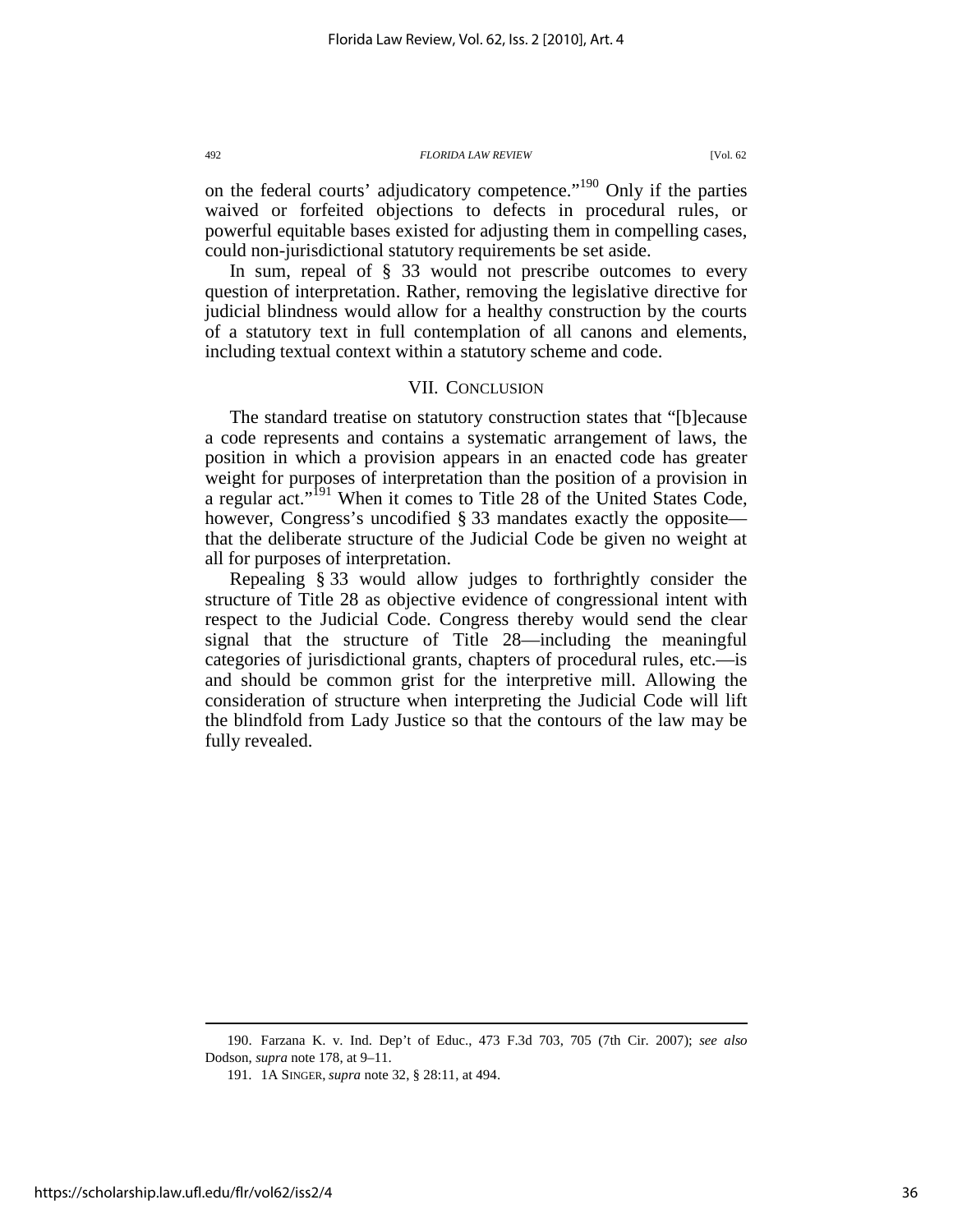on the federal courts' adjudicatory competence."[190] Only if the parties waived or forfeited objections to defects in procedural rules, or powerful equitable bases existed for adjusting them in compelling cases, could non-jurisdictional statutory requirements be set aside.

In sum, repeal of § 33 would not prescribe outcomes to every question of interpretation. Rather, removing the legislative directive for judicial blindness would allow for a healthy construction by the courts of a statutory text in full contemplation of all canons and elements, including textual context within a statutory scheme and code.

## VII. CONCLUSION

The standard treatise on statutory construction states that "[b]ecause a code represents and contains a systematic arrangement of laws, the position in which a provision appears in an enacted code has greater weight for purposes of interpretation than the position of a provision in a regular act."[191] When it comes to Title 28 of the United States Code, however, Congress's uncodified § 33 mandates exactly the opposite—that the deliberate structure of the Judicial Code be given no weight at all for purposes of interpretation.

Repealing § 33 would allow judges to forthrightly consider the structure of Title 28 as objective evidence of congressional intent with respect to the Judicial Code. Congress thereby would send the clear signal that the structure of Title 28—including the meaningful categories of jurisdictional grants, chapters of procedural rules, etc.—is and should be common grist for the interpretive mill. Allowing the consideration of structure when interpreting the Judicial Code will lift the blindfold from Lady Justice so that the contours of the law may be fully revealed.

---

190. Farzana K. v. Ind. Dep't of Educ., 473 F.3d 703, 705 (7th Cir. 2007); *see also* Dodson, *supra* note 178, at 9–11.

191. 1A SINGER, *supra* note 32, § 28:11, at 494.